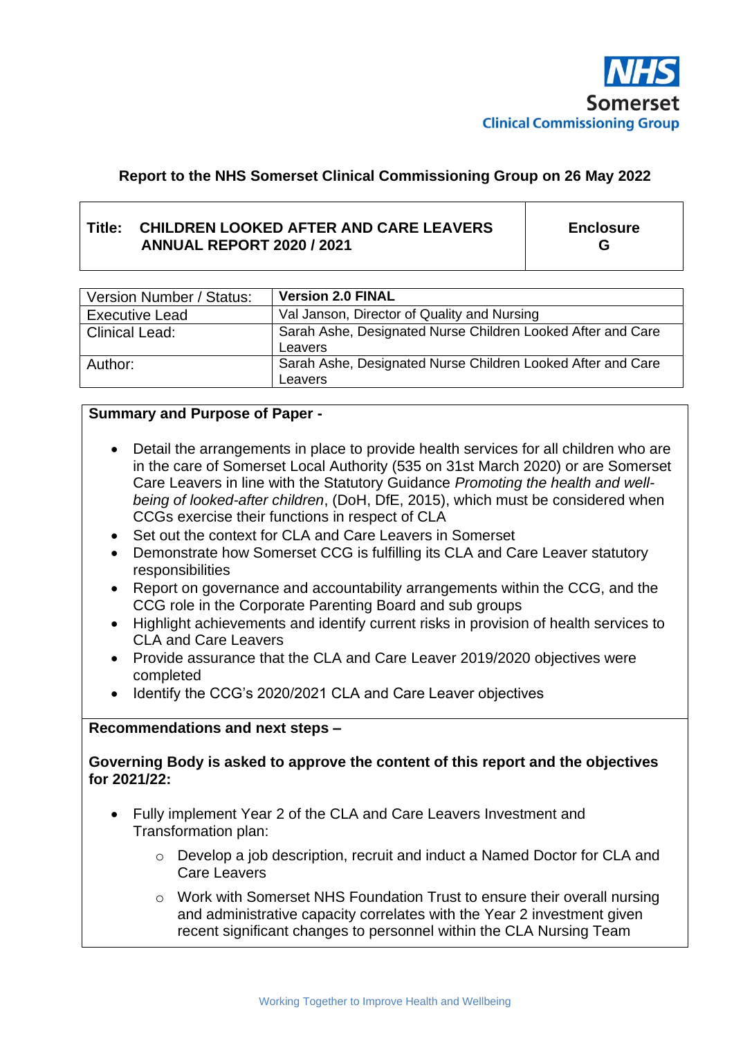NHS
Somerset
Clinical Commissioning Group

**Report to the NHS Somerset Clinical Commissioning Group on 26 May 2022**

| **Title: CHILDREN LOOKED AFTER AND CARE LEAVERS ANNUAL REPORT 2020 / 2021** | **Enclosure G** |
|---|---|

| Version Number / Status: | **Version 2.0 FINAL** |
|---|---|
| Executive Lead | Val Janson, Director of Quality and Nursing |
| Clinical Lead: | Sarah Ashe, Designated Nurse Children Looked After and Care Leavers |
| Author: | Sarah Ashe, Designated Nurse Children Looked After and Care Leavers |

**Summary and Purpose of Paper -**

- Detail the arrangements in place to provide health services for all children who are in the care of Somerset Local Authority (535 on 31st March 2020) or are Somerset Care Leavers in line with the Statutory Guidance *Promoting the health and well-being of looked-after children*, (DoH, DfE, 2015), which must be considered when CCGs exercise their functions in respect of CLA
- Set out the context for CLA and Care Leavers in Somerset
- Demonstrate how Somerset CCG is fulfilling its CLA and Care Leaver statutory responsibilities
- Report on governance and accountability arrangements within the CCG, and the CCG role in the Corporate Parenting Board and sub groups
- Highlight achievements and identify current risks in provision of health services to CLA and Care Leavers
- Provide assurance that the CLA and Care Leaver 2019/2020 objectives were completed
- Identify the CCG's 2020/2021 CLA and Care Leaver objectives

**Recommendations and next steps –**

**Governing Body is asked to approve the content of this report and the objectives for 2021/22:**

- Fully implement Year 2 of the CLA and Care Leavers Investment and Transformation plan:
  - Develop a job description, recruit and induct a Named Doctor for CLA and Care Leavers
  - Work with Somerset NHS Foundation Trust to ensure their overall nursing and administrative capacity correlates with the Year 2 investment given recent significant changes to personnel within the CLA Nursing Team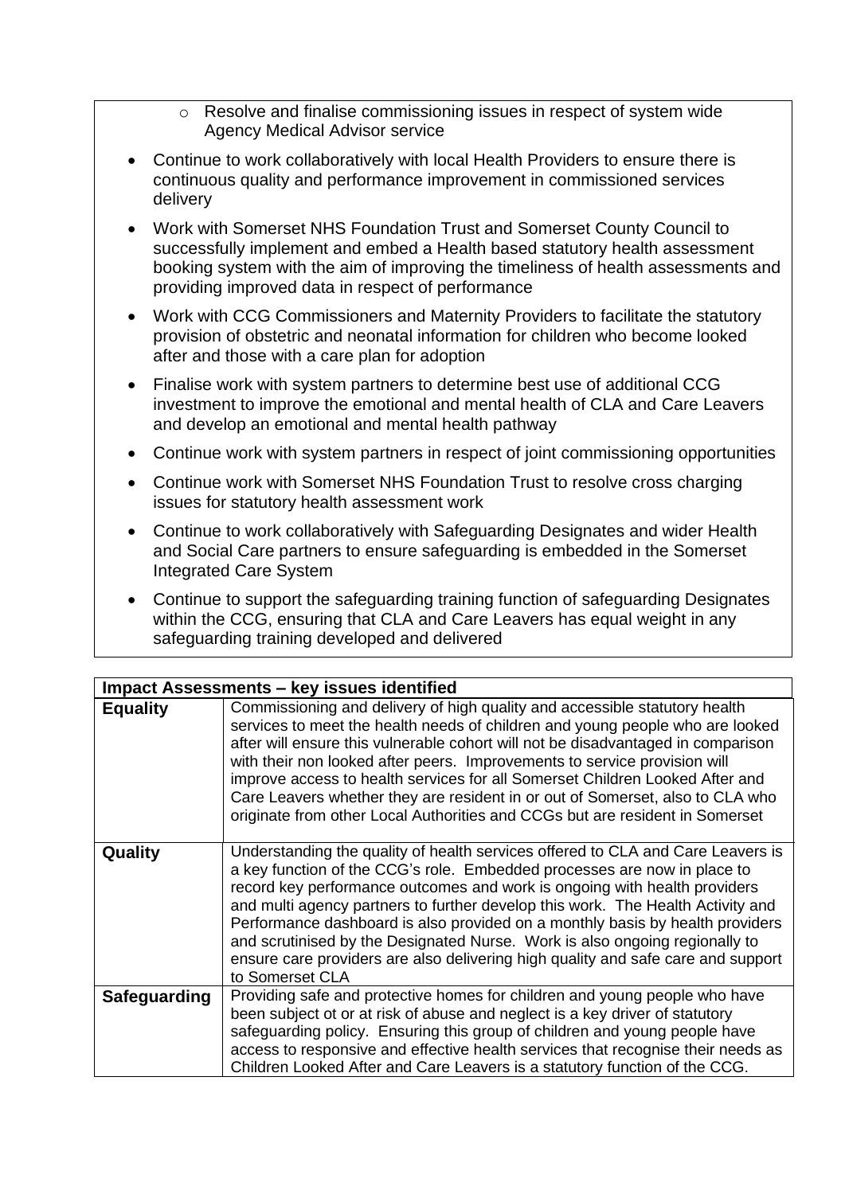- Resolve and finalise commissioning issues in respect of system wide Agency Medical Advisor service

- Continue to work collaboratively with local Health Providers to ensure there is continuous quality and performance improvement in commissioned services delivery
- Work with Somerset NHS Foundation Trust and Somerset County Council to successfully implement and embed a Health based statutory health assessment booking system with the aim of improving the timeliness of health assessments and providing improved data in respect of performance
- Work with CCG Commissioners and Maternity Providers to facilitate the statutory provision of obstetric and neonatal information for children who become looked after and those with a care plan for adoption
- Finalise work with system partners to determine best use of additional CCG investment to improve the emotional and mental health of CLA and Care Leavers and develop an emotional and mental health pathway
- Continue work with system partners in respect of joint commissioning opportunities
- Continue work with Somerset NHS Foundation Trust to resolve cross charging issues for statutory health assessment work
- Continue to work collaboratively with Safeguarding Designates and wider Health and Social Care partners to ensure safeguarding is embedded in the Somerset Integrated Care System
- Continue to support the safeguarding training function of safeguarding Designates within the CCG, ensuring that CLA and Care Leavers has equal weight in any safeguarding training developed and delivered

| **Impact Assessments – key issues identified** | |
|---|---|
| **Equality** | Commissioning and delivery of high quality and accessible statutory health services to meet the health needs of children and young people who are looked after will ensure this vulnerable cohort will not be disadvantaged in comparison with their non looked after peers. Improvements to service provision will improve access to health services for all Somerset Children Looked After and Care Leavers whether they are resident in or out of Somerset, also to CLA who originate from other Local Authorities and CCGs but are resident in Somerset |
| **Quality** | Understanding the quality of health services offered to CLA and Care Leavers is a key function of the CCG's role. Embedded processes are now in place to record key performance outcomes and work is ongoing with health providers and multi agency partners to further develop this work. The Health Activity and Performance dashboard is also provided on a monthly basis by health providers and scrutinised by the Designated Nurse. Work is also ongoing regionally to ensure care providers are also delivering high quality and safe care and support to Somerset CLA |
| **Safeguarding** | Providing safe and protective homes for children and young people who have been subject ot or at risk of abuse and neglect is a key driver of statutory safeguarding policy. Ensuring this group of children and young people have access to responsive and effective health services that recognise their needs as Children Looked After and Care Leavers is a statutory function of the CCG. |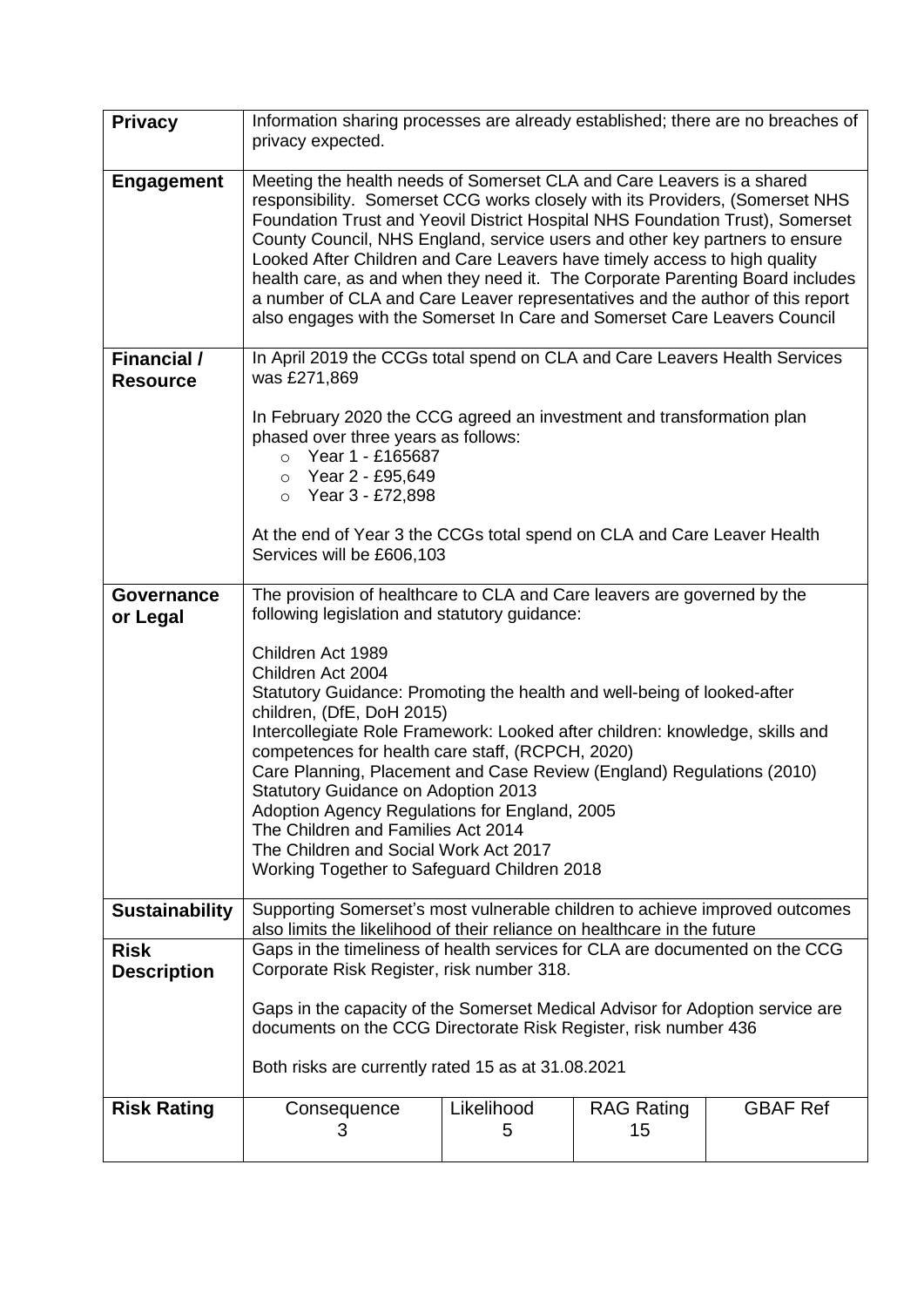| | | | | |
|---|---|---|---|---|
| **Privacy** | Information sharing processes are already established; there are no breaches of privacy expected. | | | |
| **Engagement** | Meeting the health needs of Somerset CLA and Care Leavers is a shared responsibility. Somerset CCG works closely with its Providers, (Somerset NHS Foundation Trust and Yeovil District Hospital NHS Foundation Trust), Somerset County Council, NHS England, service users and other key partners to ensure Looked After Children and Care Leavers have timely access to high quality health care, as and when they need it. The Corporate Parenting Board includes a number of CLA and Care Leaver representatives and the author of this report also engages with the Somerset In Care and Somerset Care Leavers Council | | | |
| **Financial / Resource** | In April 2019 the CCGs total spend on CLA and Care Leavers Health Services was £271,869<br><br>In February 2020 the CCG agreed an investment and transformation plan phased over three years as follows:<br>◦ Year 1 - £165687<br>◦ Year 2 - £95,649<br>◦ Year 3 - £72,898<br><br>At the end of Year 3 the CCGs total spend on CLA and Care Leaver Health Services will be £606,103 | | | |
| **Governance or Legal** | The provision of healthcare to CLA and Care leavers are governed by the following legislation and statutory guidance:<br><br>Children Act 1989<br>Children Act 2004<br>Statutory Guidance: Promoting the health and well-being of looked-after children, (DfE, DoH 2015)<br>Intercollegiate Role Framework: Looked after children: knowledge, skills and competences for health care staff, (RCPCH, 2020)<br>Care Planning, Placement and Case Review (England) Regulations (2010)<br>Statutory Guidance on Adoption 2013<br>Adoption Agency Regulations for England, 2005<br>The Children and Families Act 2014<br>The Children and Social Work Act 2017<br>Working Together to Safeguard Children 2018 | | | |
| **Sustainability** | Supporting Somerset's most vulnerable children to achieve improved outcomes also limits the likelihood of their reliance on healthcare in the future | | | |
| **Risk Description** | Gaps in the timeliness of health services for CLA are documented on the CCG Corporate Risk Register, risk number 318.<br><br>Gaps in the capacity of the Somerset Medical Advisor for Adoption service are documents on the CCG Directorate Risk Register, risk number 436<br><br>Both risks are currently rated 15 as at 31.08.2021 | | | |
| **Risk Rating** | Consequence<br>3 | Likelihood<br>5 | RAG Rating<br>15 | GBAF Ref |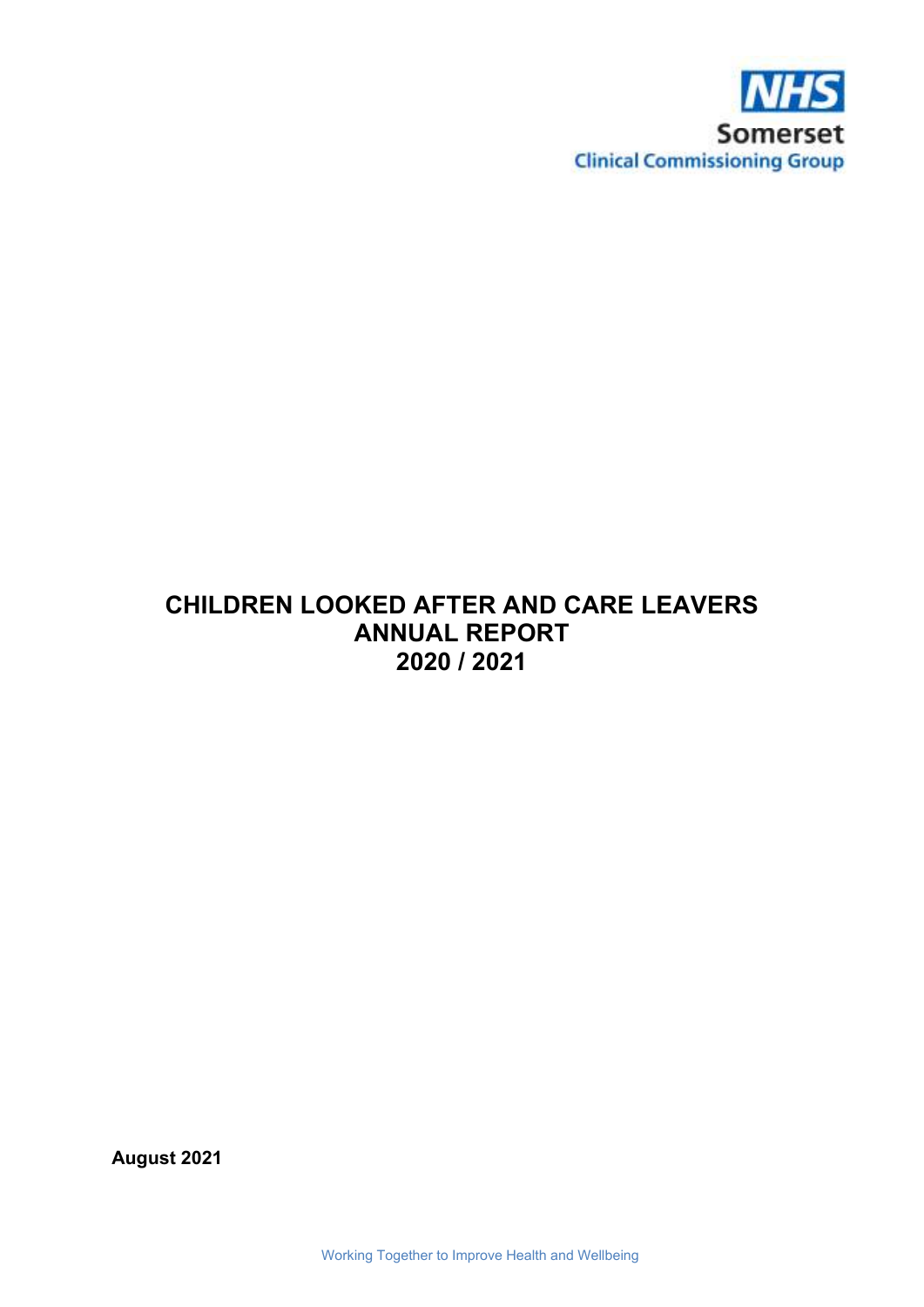NHS
Somerset
Clinical Commissioning Group

# CHILDREN LOOKED AFTER AND CARE LEAVERS ANNUAL REPORT 2020 / 2021

**August 2021**

Working Together to Improve Health and Wellbeing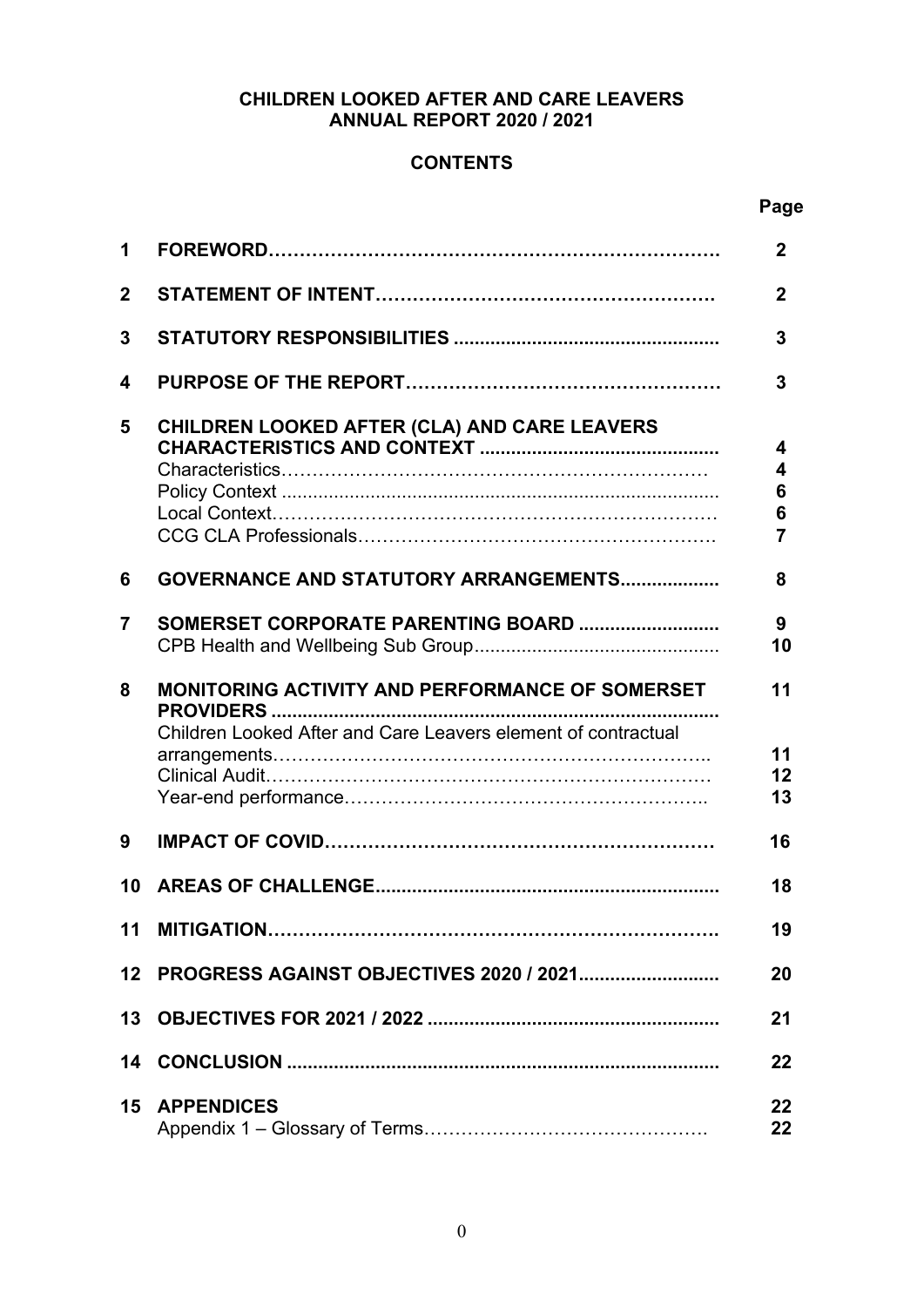# CHILDREN LOOKED AFTER AND CARE LEAVERS
# ANNUAL REPORT 2020 / 2021

## CONTENTS

| | | Page |
|---|---|---|
| **1** | **FOREWORD** | **2** |
| **2** | **STATEMENT OF INTENT** | **2** |
| **3** | **STATUTORY RESPONSIBILITIES** | **3** |
| **4** | **PURPOSE OF THE REPORT** | **3** |
| **5** | **CHILDREN LOOKED AFTER (CLA) AND CARE LEAVERS CHARACTERISTICS AND CONTEXT** | **4** |
| | Characteristics | **4** |
| | Policy Context | **6** |
| | Local Context | **6** |
| | CCG CLA Professionals | **7** |
| **6** | **GOVERNANCE AND STATUTORY ARRANGEMENTS** | **8** |
| **7** | **SOMERSET CORPORATE PARENTING BOARD** | **9** |
| | CPB Health and Wellbeing Sub Group | **10** |
| **8** | **MONITORING ACTIVITY AND PERFORMANCE OF SOMERSET PROVIDERS** | **11** |
| | Children Looked After and Care Leavers element of contractual arrangements | **11** |
| | Clinical Audit | **12** |
| | Year-end performance | **13** |
| **9** | **IMPACT OF COVID** | **16** |
| **10** | **AREAS OF CHALLENGE** | **18** |
| **11** | **MITIGATION** | **19** |
| **12** | **PROGRESS AGAINST OBJECTIVES 2020 / 2021** | **20** |
| **13** | **OBJECTIVES FOR 2021 / 2022** | **21** |
| **14** | **CONCLUSION** | **22** |
| **15** | **APPENDICES** | **22** |
| | Appendix 1 – Glossary of Terms | **22** |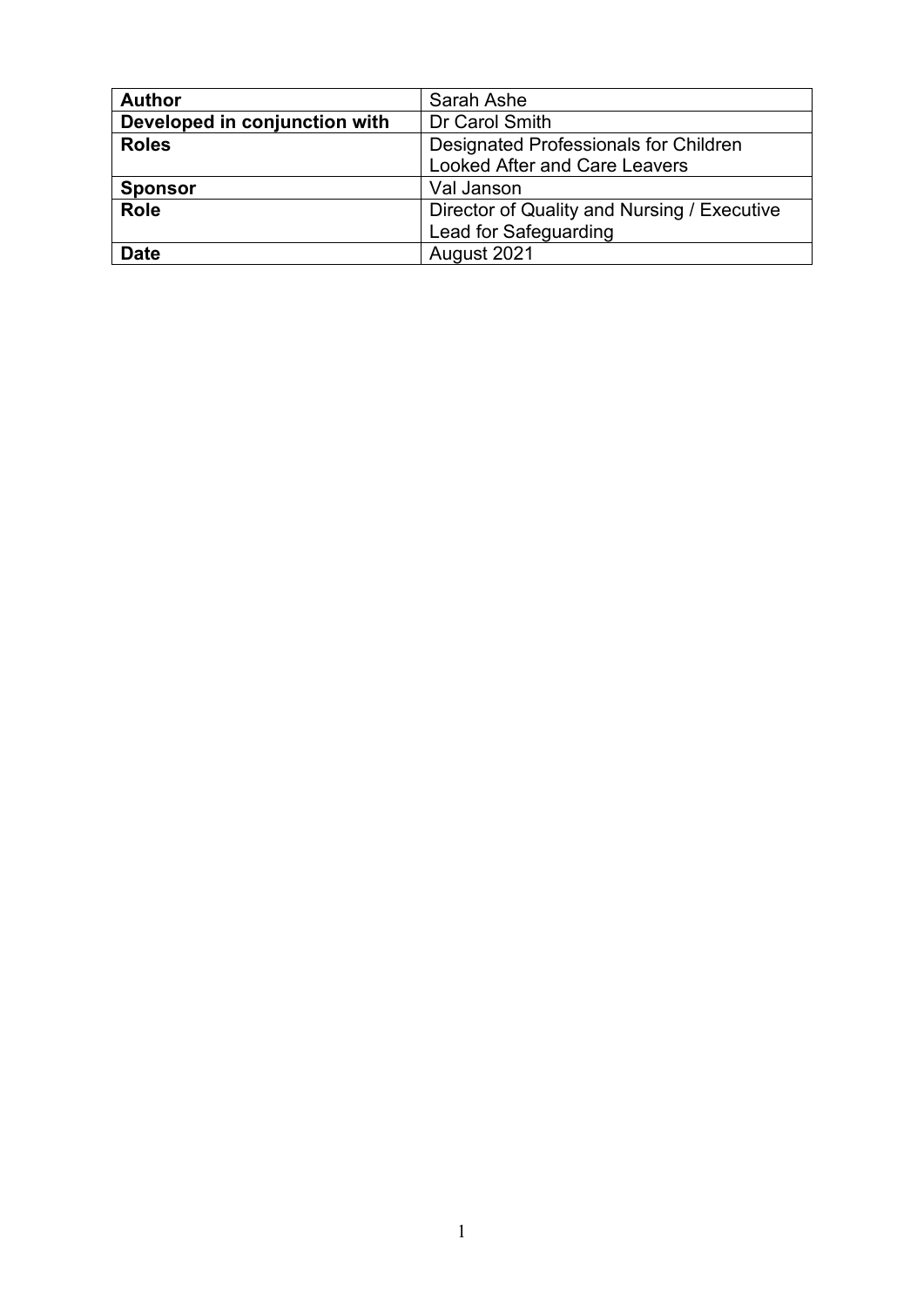| Author | Sarah Ashe |
|---|---|
| Developed in conjunction with | Dr Carol Smith |
| Roles | Designated Professionals for Children Looked After and Care Leavers |
| Sponsor | Val Janson |
| Role | Director of Quality and Nursing / Executive Lead for Safeguarding |
| Date | August 2021 |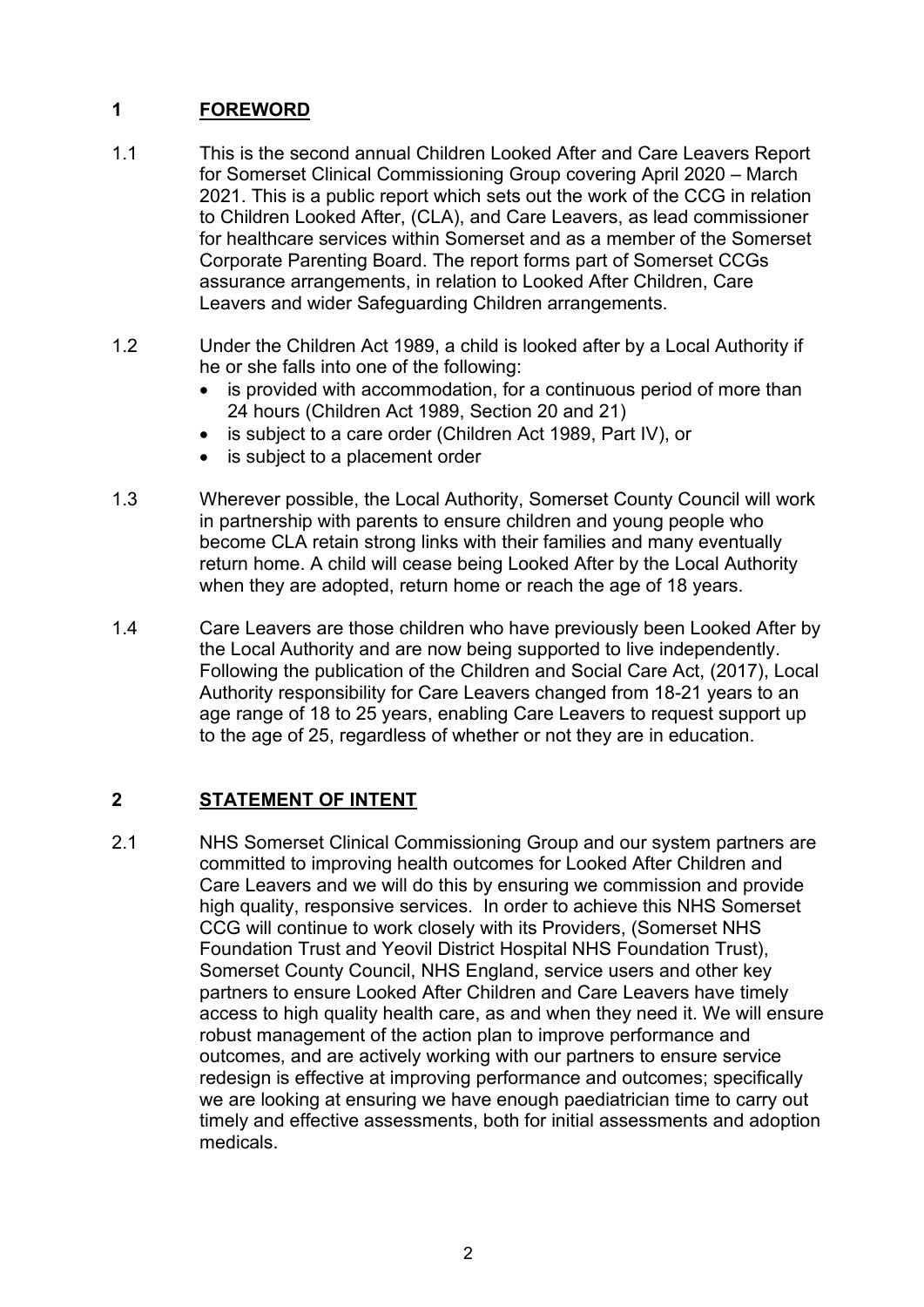## 1 FOREWORD

1.1 This is the second annual Children Looked After and Care Leavers Report for Somerset Clinical Commissioning Group covering April 2020 – March 2021. This is a public report which sets out the work of the CCG in relation to Children Looked After, (CLA), and Care Leavers, as lead commissioner for healthcare services within Somerset and as a member of the Somerset Corporate Parenting Board. The report forms part of Somerset CCGs assurance arrangements, in relation to Looked After Children, Care Leavers and wider Safeguarding Children arrangements.

1.2 Under the Children Act 1989, a child is looked after by a Local Authority if he or she falls into one of the following:

- is provided with accommodation, for a continuous period of more than 24 hours (Children Act 1989, Section 20 and 21)
- is subject to a care order (Children Act 1989, Part IV), or
- is subject to a placement order

1.3 Wherever possible, the Local Authority, Somerset County Council will work in partnership with parents to ensure children and young people who become CLA retain strong links with their families and many eventually return home. A child will cease being Looked After by the Local Authority when they are adopted, return home or reach the age of 18 years.

1.4 Care Leavers are those children who have previously been Looked After by the Local Authority and are now being supported to live independently. Following the publication of the Children and Social Care Act, (2017), Local Authority responsibility for Care Leavers changed from 18-21 years to an age range of 18 to 25 years, enabling Care Leavers to request support up to the age of 25, regardless of whether or not they are in education.

## 2 STATEMENT OF INTENT

2.1 NHS Somerset Clinical Commissioning Group and our system partners are committed to improving health outcomes for Looked After Children and Care Leavers and we will do this by ensuring we commission and provide high quality, responsive services. In order to achieve this NHS Somerset CCG will continue to work closely with its Providers, (Somerset NHS Foundation Trust and Yeovil District Hospital NHS Foundation Trust), Somerset County Council, NHS England, service users and other key partners to ensure Looked After Children and Care Leavers have timely access to high quality health care, as and when they need it. We will ensure robust management of the action plan to improve performance and outcomes, and are actively working with our partners to ensure service redesign is effective at improving performance and outcomes; specifically we are looking at ensuring we have enough paediatrician time to carry out timely and effective assessments, both for initial assessments and adoption medicals.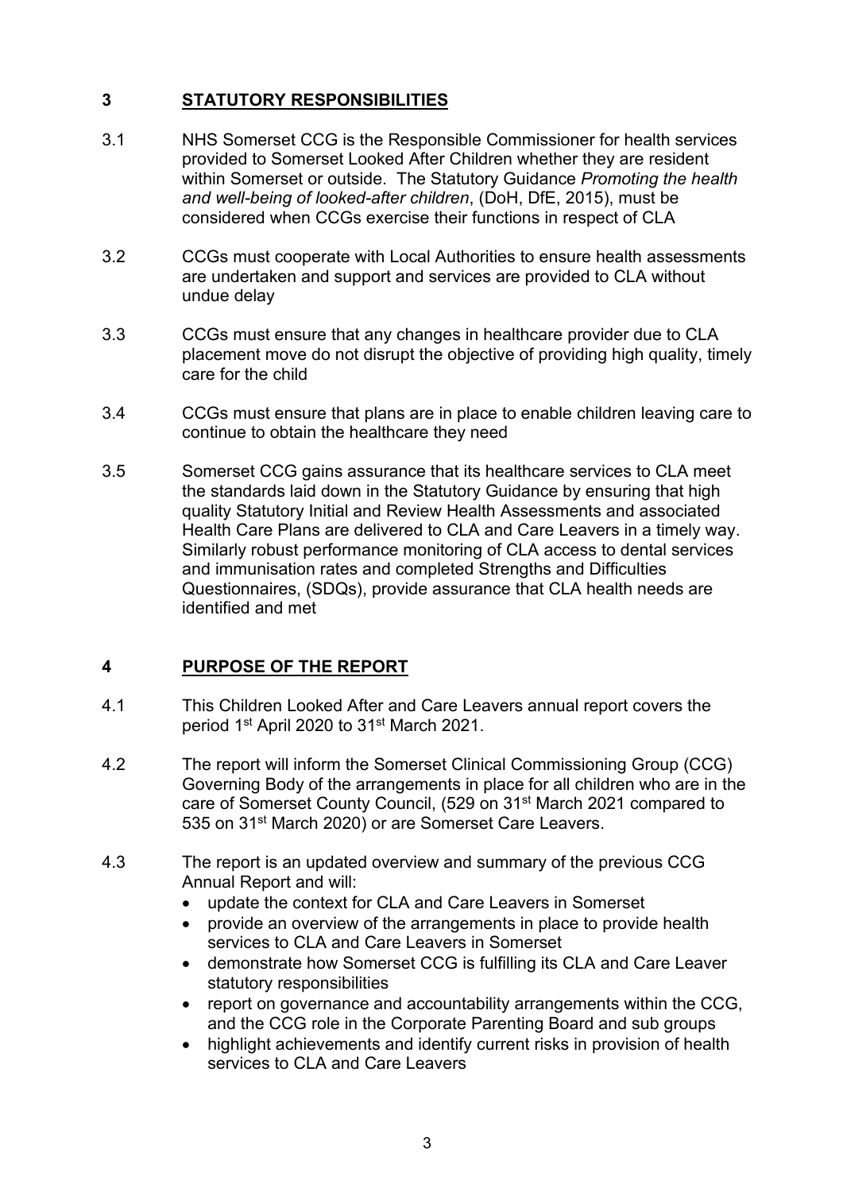## 3 STATUTORY RESPONSIBILITIES

3.1 NHS Somerset CCG is the Responsible Commissioner for health services provided to Somerset Looked After Children whether they are resident within Somerset or outside. The Statutory Guidance *Promoting the health and well-being of looked-after children*, (DoH, DfE, 2015), must be considered when CCGs exercise their functions in respect of CLA

3.2 CCGs must cooperate with Local Authorities to ensure health assessments are undertaken and support and services are provided to CLA without undue delay

3.3 CCGs must ensure that any changes in healthcare provider due to CLA placement move do not disrupt the objective of providing high quality, timely care for the child

3.4 CCGs must ensure that plans are in place to enable children leaving care to continue to obtain the healthcare they need

3.5 Somerset CCG gains assurance that its healthcare services to CLA meet the standards laid down in the Statutory Guidance by ensuring that high quality Statutory Initial and Review Health Assessments and associated Health Care Plans are delivered to CLA and Care Leavers in a timely way. Similarly robust performance monitoring of CLA access to dental services and immunisation rates and completed Strengths and Difficulties Questionnaires, (SDQs), provide assurance that CLA health needs are identified and met

## 4 PURPOSE OF THE REPORT

4.1 This Children Looked After and Care Leavers annual report covers the period 1st April 2020 to 31st March 2021.

4.2 The report will inform the Somerset Clinical Commissioning Group (CCG) Governing Body of the arrangements in place for all children who are in the care of Somerset County Council, (529 on 31st March 2021 compared to 535 on 31st March 2020) or are Somerset Care Leavers.

4.3 The report is an updated overview and summary of the previous CCG Annual Report and will:

- update the context for CLA and Care Leavers in Somerset
- provide an overview of the arrangements in place to provide health services to CLA and Care Leavers in Somerset
- demonstrate how Somerset CCG is fulfilling its CLA and Care Leaver statutory responsibilities
- report on governance and accountability arrangements within the CCG, and the CCG role in the Corporate Parenting Board and sub groups
- highlight achievements and identify current risks in provision of health services to CLA and Care Leavers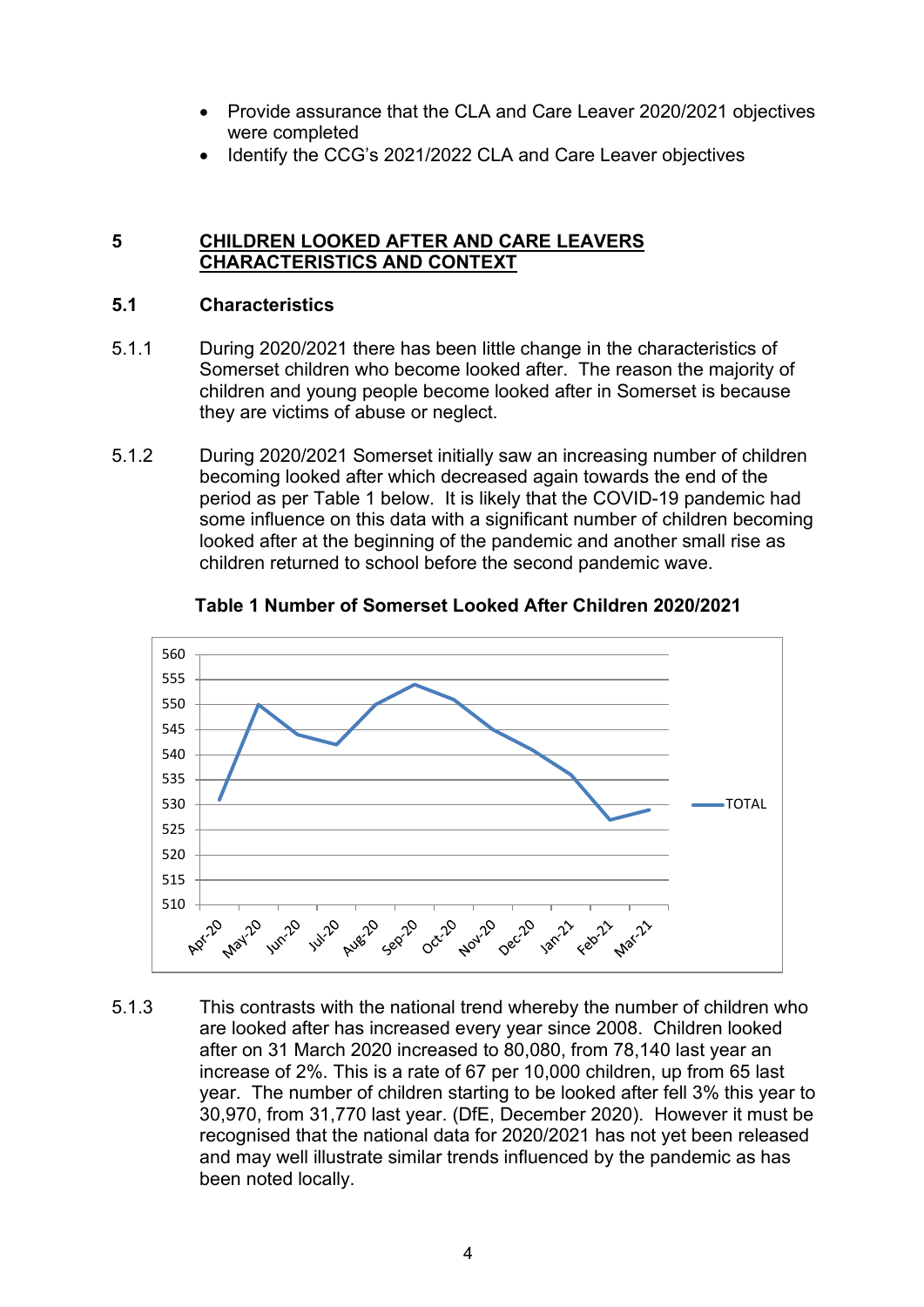- Provide assurance that the CLA and Care Leaver 2020/2021 objectives were completed
- Identify the CCG's 2021/2022 CLA and Care Leaver objectives

## 5 CHILDREN LOOKED AFTER AND CARE LEAVERS CHARACTERISTICS AND CONTEXT

### 5.1 Characteristics

5.1.1 During 2020/2021 there has been little change in the characteristics of Somerset children who become looked after. The reason the majority of children and young people become looked after in Somerset is because they are victims of abuse or neglect.

5.1.2 During 2020/2021 Somerset initially saw an increasing number of children becoming looked after which decreased again towards the end of the period as per Table 1 below. It is likely that the COVID-19 pandemic had some influence on this data with a significant number of children becoming looked after at the beginning of the pandemic and another small rise as children returned to school before the second pandemic wave.

**Table 1 Number of Somerset Looked After Children 2020/2021**

5.1.3 This contrasts with the national trend whereby the number of children who are looked after has increased every year since 2008. Children looked after on 31 March 2020 increased to 80,080, from 78,140 last year an increase of 2%. This is a rate of 67 per 10,000 children, up from 65 last year. The number of children starting to be looked after fell 3% this year to 30,970, from 31,770 last year. (DfE, December 2020). However it must be recognised that the national data for 2020/2021 has not yet been released and may well illustrate similar trends influenced by the pandemic as has been noted locally.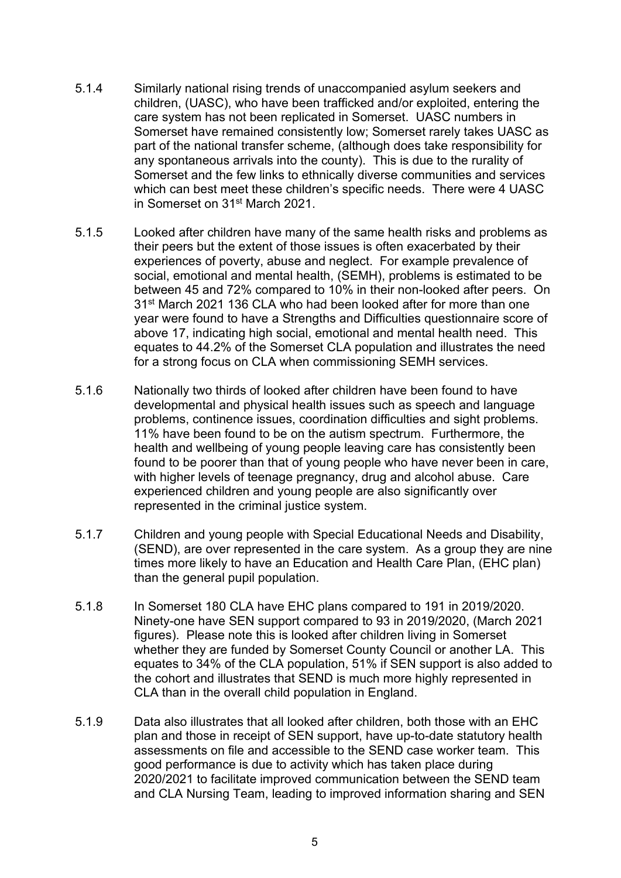5.1.4 Similarly national rising trends of unaccompanied asylum seekers and children, (UASC), who have been trafficked and/or exploited, entering the care system has not been replicated in Somerset. UASC numbers in Somerset have remained consistently low; Somerset rarely takes UASC as part of the national transfer scheme, (although does take responsibility for any spontaneous arrivals into the county). This is due to the rurality of Somerset and the few links to ethnically diverse communities and services which can best meet these children's specific needs. There were 4 UASC in Somerset on 31st March 2021.

5.1.5 Looked after children have many of the same health risks and problems as their peers but the extent of those issues is often exacerbated by their experiences of poverty, abuse and neglect. For example prevalence of social, emotional and mental health, (SEMH), problems is estimated to be between 45 and 72% compared to 10% in their non-looked after peers. On 31st March 2021 136 CLA who had been looked after for more than one year were found to have a Strengths and Difficulties questionnaire score of above 17, indicating high social, emotional and mental health need. This equates to 44.2% of the Somerset CLA population and illustrates the need for a strong focus on CLA when commissioning SEMH services.

5.1.6 Nationally two thirds of looked after children have been found to have developmental and physical health issues such as speech and language problems, continence issues, coordination difficulties and sight problems. 11% have been found to be on the autism spectrum. Furthermore, the health and wellbeing of young people leaving care has consistently been found to be poorer than that of young people who have never been in care, with higher levels of teenage pregnancy, drug and alcohol abuse. Care experienced children and young people are also significantly over represented in the criminal justice system.

5.1.7 Children and young people with Special Educational Needs and Disability, (SEND), are over represented in the care system. As a group they are nine times more likely to have an Education and Health Care Plan, (EHC plan) than the general pupil population.

5.1.8 In Somerset 180 CLA have EHC plans compared to 191 in 2019/2020. Ninety-one have SEN support compared to 93 in 2019/2020, (March 2021 figures). Please note this is looked after children living in Somerset whether they are funded by Somerset County Council or another LA. This equates to 34% of the CLA population, 51% if SEN support is also added to the cohort and illustrates that SEND is much more highly represented in CLA than in the overall child population in England.

5.1.9 Data also illustrates that all looked after children, both those with an EHC plan and those in receipt of SEN support, have up-to-date statutory health assessments on file and accessible to the SEND case worker team. This good performance is due to activity which has taken place during 2020/2021 to facilitate improved communication between the SEND team and CLA Nursing Team, leading to improved information sharing and SEN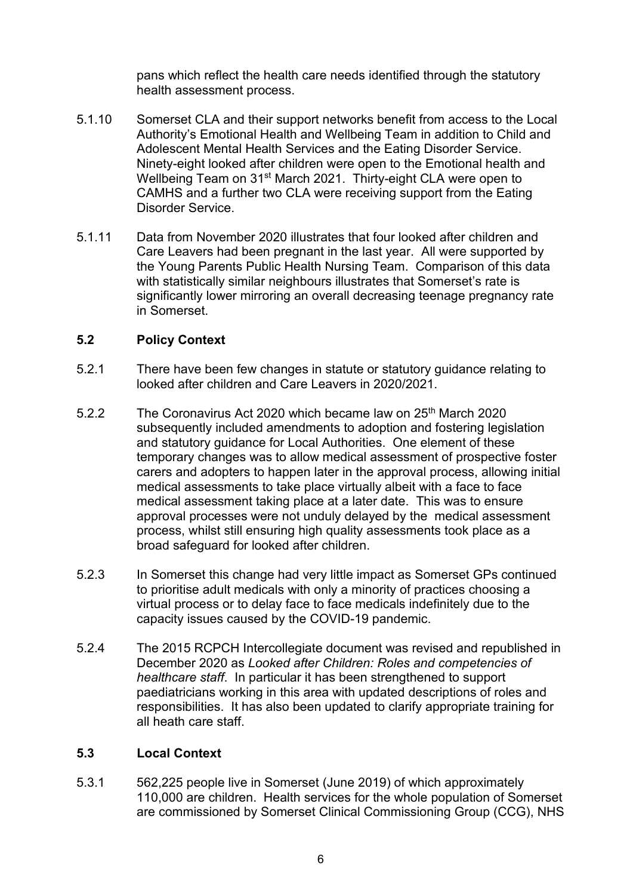pans which reflect the health care needs identified through the statutory health assessment process.

5.1.10 Somerset CLA and their support networks benefit from access to the Local Authority's Emotional Health and Wellbeing Team in addition to Child and Adolescent Mental Health Services and the Eating Disorder Service. Ninety-eight looked after children were open to the Emotional health and Wellbeing Team on 31st March 2021. Thirty-eight CLA were open to CAMHS and a further two CLA were receiving support from the Eating Disorder Service.

5.1.11 Data from November 2020 illustrates that four looked after children and Care Leavers had been pregnant in the last year. All were supported by the Young Parents Public Health Nursing Team. Comparison of this data with statistically similar neighbours illustrates that Somerset's rate is significantly lower mirroring an overall decreasing teenage pregnancy rate in Somerset.

## 5.2 Policy Context

5.2.1 There have been few changes in statute or statutory guidance relating to looked after children and Care Leavers in 2020/2021.

5.2.2 The Coronavirus Act 2020 which became law on 25th March 2020 subsequently included amendments to adoption and fostering legislation and statutory guidance for Local Authorities. One element of these temporary changes was to allow medical assessment of prospective foster carers and adopters to happen later in the approval process, allowing initial medical assessments to take place virtually albeit with a face to face medical assessment taking place at a later date. This was to ensure approval processes were not unduly delayed by the medical assessment process, whilst still ensuring high quality assessments took place as a broad safeguard for looked after children.

5.2.3 In Somerset this change had very little impact as Somerset GPs continued to prioritise adult medicals with only a minority of practices choosing a virtual process or to delay face to face medicals indefinitely due to the capacity issues caused by the COVID-19 pandemic.

5.2.4 The 2015 RCPCH Intercollegiate document was revised and republished in December 2020 as *Looked after Children: Roles and competencies of healthcare staff*. In particular it has been strengthened to support paediatricians working in this area with updated descriptions of roles and responsibilities. It has also been updated to clarify appropriate training for all heath care staff.

## 5.3 Local Context

5.3.1 562,225 people live in Somerset (June 2019) of which approximately 110,000 are children. Health services for the whole population of Somerset are commissioned by Somerset Clinical Commissioning Group (CCG), NHS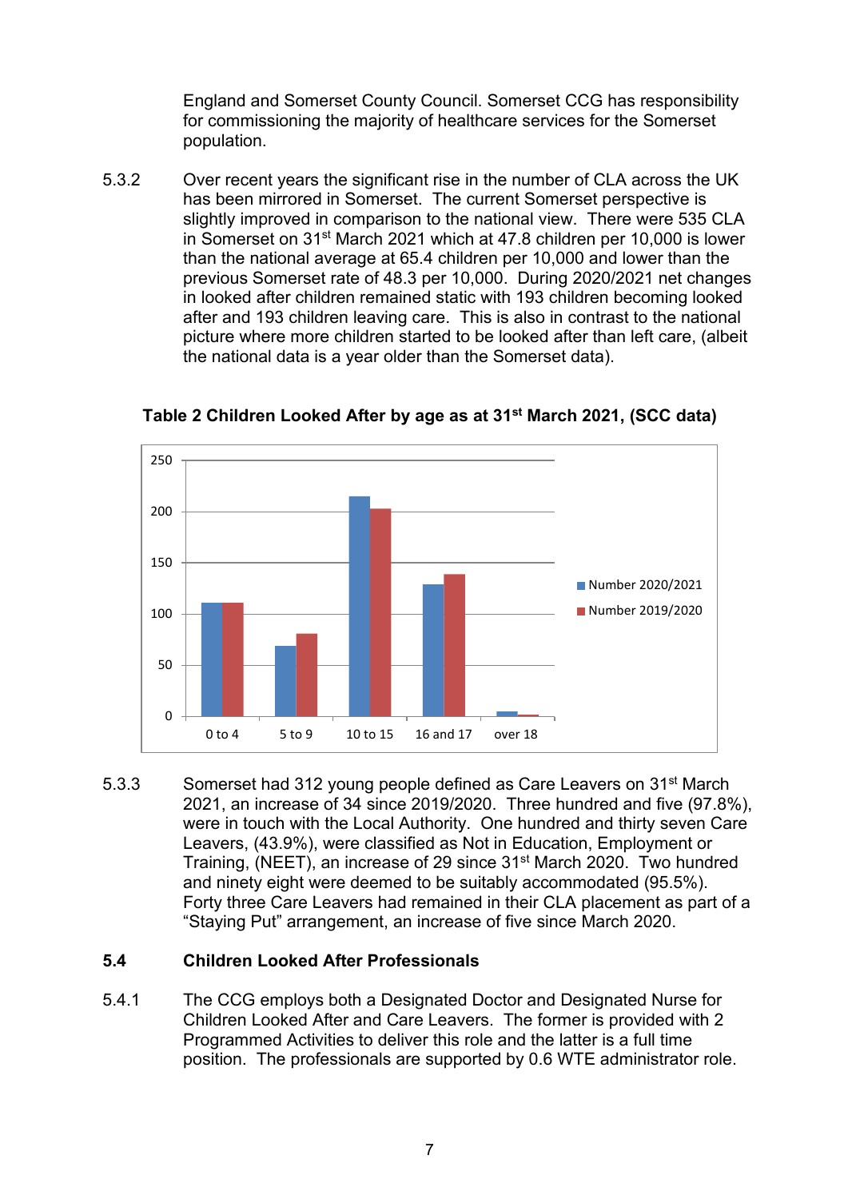England and Somerset County Council. Somerset CCG has responsibility for commissioning the majority of healthcare services for the Somerset population.

5.3.2 Over recent years the significant rise in the number of CLA across the UK has been mirrored in Somerset. The current Somerset perspective is slightly improved in comparison to the national view. There were 535 CLA in Somerset on 31st March 2021 which at 47.8 children per 10,000 is lower than the national average at 65.4 children per 10,000 and lower than the previous Somerset rate of 48.3 per 10,000. During 2020/2021 net changes in looked after children remained static with 193 children becoming looked after and 193 children leaving care. This is also in contrast to the national picture where more children started to be looked after than left care, (albeit the national data is a year older than the Somerset data).

**Table 2 Children Looked After by age as at 31st March 2021, (SCC data)**

5.3.3 Somerset had 312 young people defined as Care Leavers on 31st March 2021, an increase of 34 since 2019/2020. Three hundred and five (97.8%), were in touch with the Local Authority. One hundred and thirty seven Care Leavers, (43.9%), were classified as Not in Education, Employment or Training, (NEET), an increase of 29 since 31st March 2020. Two hundred and ninety eight were deemed to be suitably accommodated (95.5%). Forty three Care Leavers had remained in their CLA placement as part of a "Staying Put" arrangement, an increase of five since March 2020.

## 5.4 Children Looked After Professionals

5.4.1 The CCG employs both a Designated Doctor and Designated Nurse for Children Looked After and Care Leavers. The former is provided with 2 Programmed Activities to deliver this role and the latter is a full time position. The professionals are supported by 0.6 WTE administrator role.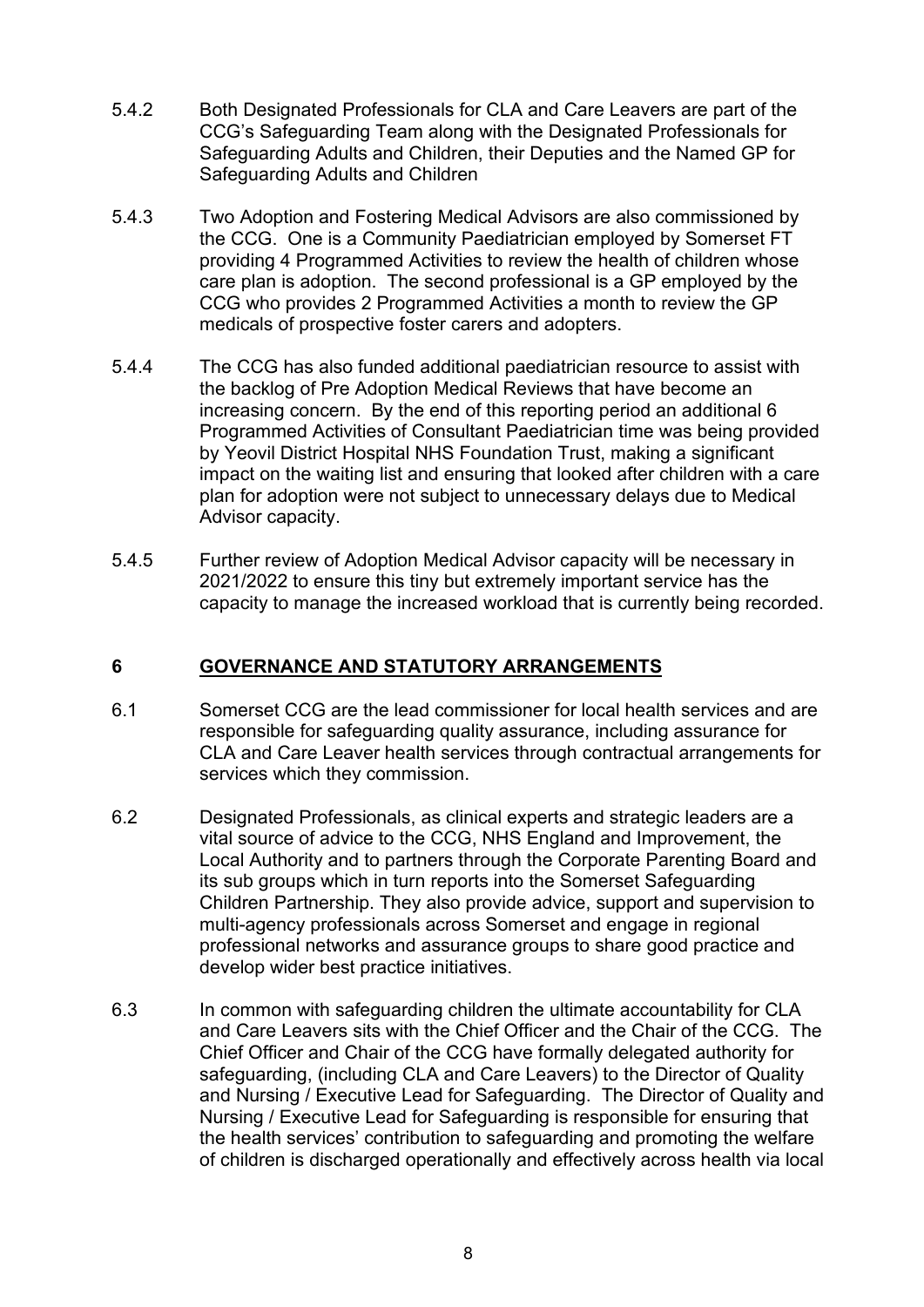5.4.2 Both Designated Professionals for CLA and Care Leavers are part of the CCG's Safeguarding Team along with the Designated Professionals for Safeguarding Adults and Children, their Deputies and the Named GP for Safeguarding Adults and Children

5.4.3 Two Adoption and Fostering Medical Advisors are also commissioned by the CCG. One is a Community Paediatrician employed by Somerset FT providing 4 Programmed Activities to review the health of children whose care plan is adoption. The second professional is a GP employed by the CCG who provides 2 Programmed Activities a month to review the GP medicals of prospective foster carers and adopters.

5.4.4 The CCG has also funded additional paediatrician resource to assist with the backlog of Pre Adoption Medical Reviews that have become an increasing concern. By the end of this reporting period an additional 6 Programmed Activities of Consultant Paediatrician time was being provided by Yeovil District Hospital NHS Foundation Trust, making a significant impact on the waiting list and ensuring that looked after children with a care plan for adoption were not subject to unnecessary delays due to Medical Advisor capacity.

5.4.5 Further review of Adoption Medical Advisor capacity will be necessary in 2021/2022 to ensure this tiny but extremely important service has the capacity to manage the increased workload that is currently being recorded.

## 6 GOVERNANCE AND STATUTORY ARRANGEMENTS

6.1 Somerset CCG are the lead commissioner for local health services and are responsible for safeguarding quality assurance, including assurance for CLA and Care Leaver health services through contractual arrangements for services which they commission.

6.2 Designated Professionals, as clinical experts and strategic leaders are a vital source of advice to the CCG, NHS England and Improvement, the Local Authority and to partners through the Corporate Parenting Board and its sub groups which in turn reports into the Somerset Safeguarding Children Partnership. They also provide advice, support and supervision to multi-agency professionals across Somerset and engage in regional professional networks and assurance groups to share good practice and develop wider best practice initiatives.

6.3 In common with safeguarding children the ultimate accountability for CLA and Care Leavers sits with the Chief Officer and the Chair of the CCG. The Chief Officer and Chair of the CCG have formally delegated authority for safeguarding, (including CLA and Care Leavers) to the Director of Quality and Nursing / Executive Lead for Safeguarding. The Director of Quality and Nursing / Executive Lead for Safeguarding is responsible for ensuring that the health services' contribution to safeguarding and promoting the welfare of children is discharged operationally and effectively across health via local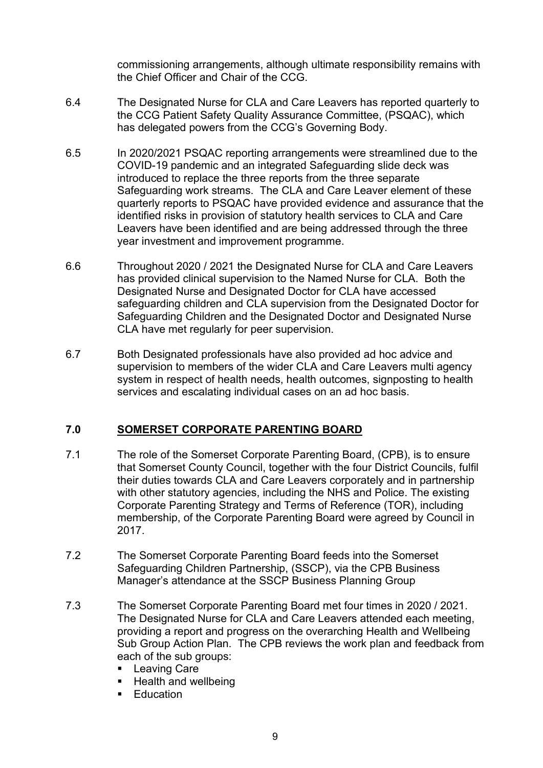commissioning arrangements, although ultimate responsibility remains with the Chief Officer and Chair of the CCG.

6.4 The Designated Nurse for CLA and Care Leavers has reported quarterly to the CCG Patient Safety Quality Assurance Committee, (PSQAC), which has delegated powers from the CCG's Governing Body.

6.5 In 2020/2021 PSQAC reporting arrangements were streamlined due to the COVID-19 pandemic and an integrated Safeguarding slide deck was introduced to replace the three reports from the three separate Safeguarding work streams. The CLA and Care Leaver element of these quarterly reports to PSQAC have provided evidence and assurance that the identified risks in provision of statutory health services to CLA and Care Leavers have been identified and are being addressed through the three year investment and improvement programme.

6.6 Throughout 2020 / 2021 the Designated Nurse for CLA and Care Leavers has provided clinical supervision to the Named Nurse for CLA. Both the Designated Nurse and Designated Doctor for CLA have accessed safeguarding children and CLA supervision from the Designated Doctor for Safeguarding Children and the Designated Doctor and Designated Nurse CLA have met regularly for peer supervision.

6.7 Both Designated professionals have also provided ad hoc advice and supervision to members of the wider CLA and Care Leavers multi agency system in respect of health needs, health outcomes, signposting to health services and escalating individual cases on an ad hoc basis.

## 7.0 SOMERSET CORPORATE PARENTING BOARD

7.1 The role of the Somerset Corporate Parenting Board, (CPB), is to ensure that Somerset County Council, together with the four District Councils, fulfil their duties towards CLA and Care Leavers corporately and in partnership with other statutory agencies, including the NHS and Police. The existing Corporate Parenting Strategy and Terms of Reference (TOR), including membership, of the Corporate Parenting Board were agreed by Council in 2017.

7.2 The Somerset Corporate Parenting Board feeds into the Somerset Safeguarding Children Partnership, (SSCP), via the CPB Business Manager's attendance at the SSCP Business Planning Group

7.3 The Somerset Corporate Parenting Board met four times in 2020 / 2021. The Designated Nurse for CLA and Care Leavers attended each meeting, providing a report and progress on the overarching Health and Wellbeing Sub Group Action Plan. The CPB reviews the work plan and feedback from each of the sub groups:

- Leaving Care
- Health and wellbeing
- Education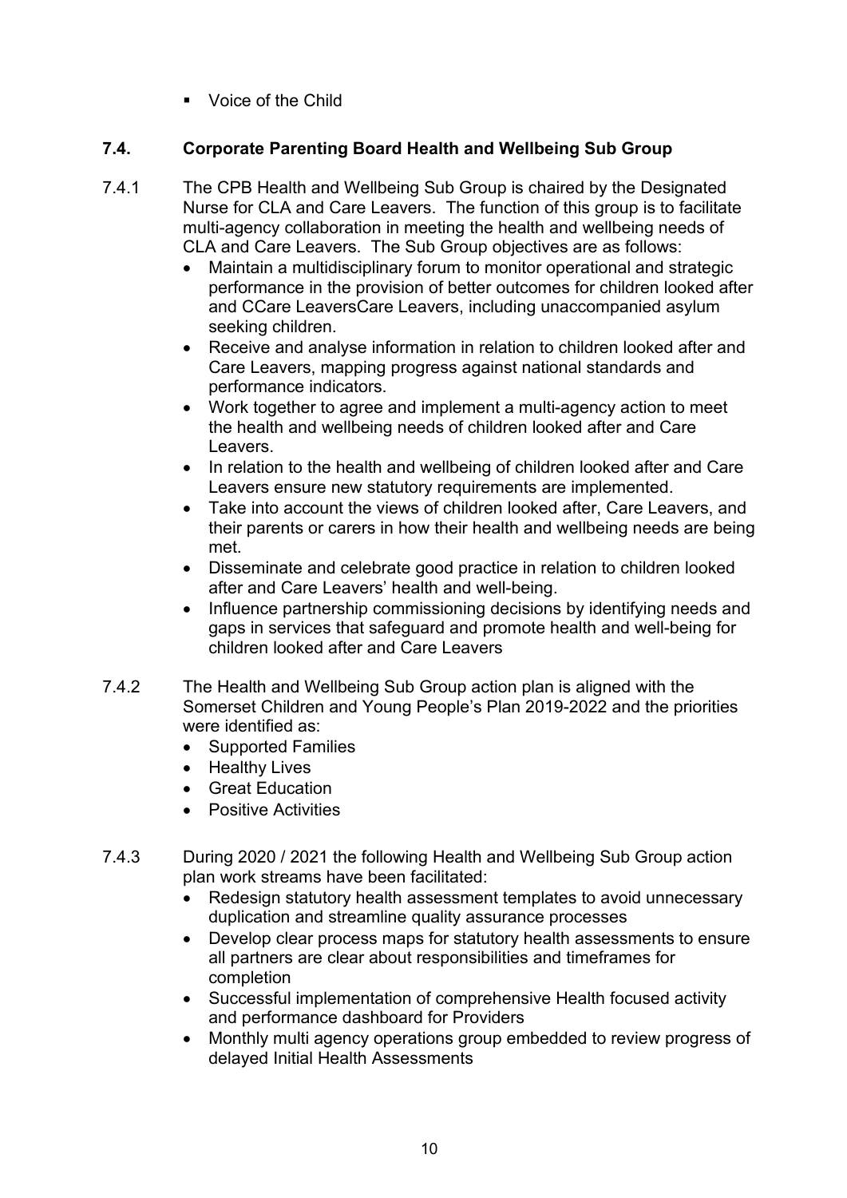- Voice of the Child

### 7.4. Corporate Parenting Board Health and Wellbeing Sub Group

7.4.1 The CPB Health and Wellbeing Sub Group is chaired by the Designated Nurse for CLA and Care Leavers. The function of this group is to facilitate multi-agency collaboration in meeting the health and wellbeing needs of CLA and Care Leavers. The Sub Group objectives are as follows:

- Maintain a multidisciplinary forum to monitor operational and strategic performance in the provision of better outcomes for children looked after and CCare LeaversCare Leavers, including unaccompanied asylum seeking children.
- Receive and analyse information in relation to children looked after and Care Leavers, mapping progress against national standards and performance indicators.
- Work together to agree and implement a multi-agency action to meet the health and wellbeing needs of children looked after and Care Leavers.
- In relation to the health and wellbeing of children looked after and Care Leavers ensure new statutory requirements are implemented.
- Take into account the views of children looked after, Care Leavers, and their parents or carers in how their health and wellbeing needs are being met.
- Disseminate and celebrate good practice in relation to children looked after and Care Leavers' health and well-being.
- Influence partnership commissioning decisions by identifying needs and gaps in services that safeguard and promote health and well-being for children looked after and Care Leavers

7.4.2 The Health and Wellbeing Sub Group action plan is aligned with the Somerset Children and Young People's Plan 2019-2022 and the priorities were identified as:

- Supported Families
- Healthy Lives
- Great Education
- Positive Activities

7.4.3 During 2020 / 2021 the following Health and Wellbeing Sub Group action plan work streams have been facilitated:

- Redesign statutory health assessment templates to avoid unnecessary duplication and streamline quality assurance processes
- Develop clear process maps for statutory health assessments to ensure all partners are clear about responsibilities and timeframes for completion
- Successful implementation of comprehensive Health focused activity and performance dashboard for Providers
- Monthly multi agency operations group embedded to review progress of delayed Initial Health Assessments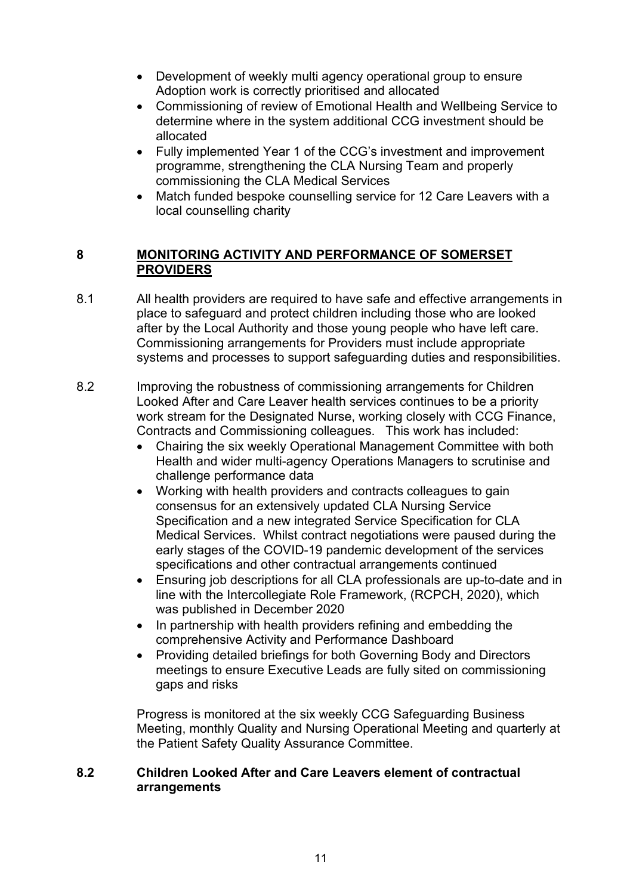- Development of weekly multi agency operational group to ensure Adoption work is correctly prioritised and allocated
- Commissioning of review of Emotional Health and Wellbeing Service to determine where in the system additional CCG investment should be allocated
- Fully implemented Year 1 of the CCG's investment and improvement programme, strengthening the CLA Nursing Team and properly commissioning the CLA Medical Services
- Match funded bespoke counselling service for 12 Care Leavers with a local counselling charity

## 8 MONITORING ACTIVITY AND PERFORMANCE OF SOMERSET PROVIDERS

8.1 All health providers are required to have safe and effective arrangements in place to safeguard and protect children including those who are looked after by the Local Authority and those young people who have left care. Commissioning arrangements for Providers must include appropriate systems and processes to support safeguarding duties and responsibilities.

8.2 Improving the robustness of commissioning arrangements for Children Looked After and Care Leaver health services continues to be a priority work stream for the Designated Nurse, working closely with CCG Finance, Contracts and Commissioning colleagues. This work has included:

- Chairing the six weekly Operational Management Committee with both Health and wider multi-agency Operations Managers to scrutinise and challenge performance data
- Working with health providers and contracts colleagues to gain consensus for an extensively updated CLA Nursing Service Specification and a new integrated Service Specification for CLA Medical Services. Whilst contract negotiations were paused during the early stages of the COVID-19 pandemic development of the services specifications and other contractual arrangements continued
- Ensuring job descriptions for all CLA professionals are up-to-date and in line with the Intercollegiate Role Framework, (RCPCH, 2020), which was published in December 2020
- In partnership with health providers refining and embedding the comprehensive Activity and Performance Dashboard
- Providing detailed briefings for both Governing Body and Directors meetings to ensure Executive Leads are fully sited on commissioning gaps and risks

Progress is monitored at the six weekly CCG Safeguarding Business Meeting, monthly Quality and Nursing Operational Meeting and quarterly at the Patient Safety Quality Assurance Committee.

### 8.2 Children Looked After and Care Leavers element of contractual arrangements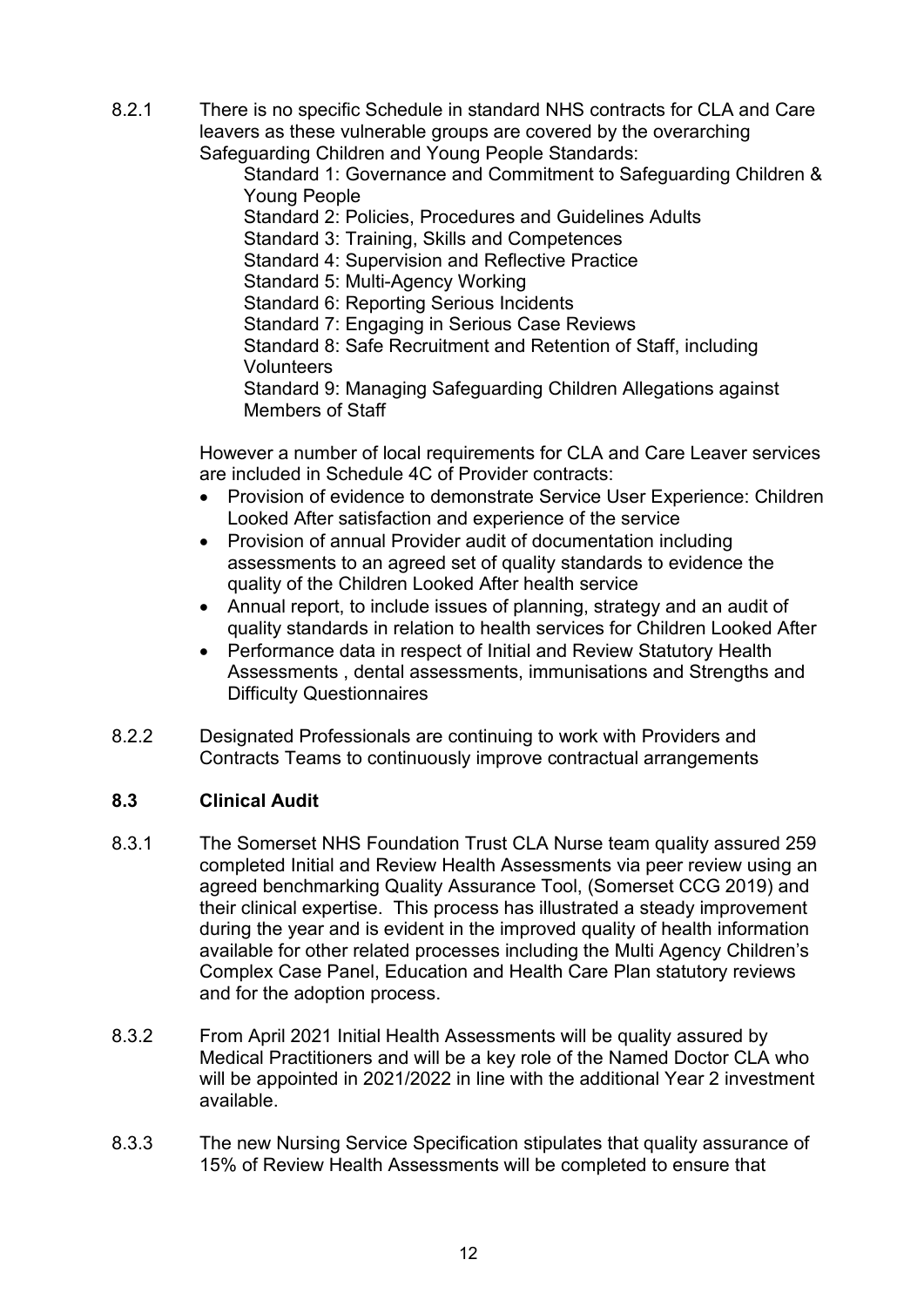8.2.1 There is no specific Schedule in standard NHS contracts for CLA and Care leavers as these vulnerable groups are covered by the overarching Safeguarding Children and Young People Standards:

Standard 1: Governance and Commitment to Safeguarding Children & Young People
Standard 2: Policies, Procedures and Guidelines Adults
Standard 3: Training, Skills and Competences
Standard 4: Supervision and Reflective Practice
Standard 5: Multi-Agency Working
Standard 6: Reporting Serious Incidents
Standard 7: Engaging in Serious Case Reviews
Standard 8: Safe Recruitment and Retention of Staff, including Volunteers
Standard 9: Managing Safeguarding Children Allegations against Members of Staff

However a number of local requirements for CLA and Care Leaver services are included in Schedule 4C of Provider contracts:

- Provision of evidence to demonstrate Service User Experience: Children Looked After satisfaction and experience of the service
- Provision of annual Provider audit of documentation including assessments to an agreed set of quality standards to evidence the quality of the Children Looked After health service
- Annual report, to include issues of planning, strategy and an audit of quality standards in relation to health services for Children Looked After
- Performance data in respect of Initial and Review Statutory Health Assessments , dental assessments, immunisations and Strengths and Difficulty Questionnaires

8.2.2 Designated Professionals are continuing to work with Providers and Contracts Teams to continuously improve contractual arrangements

### 8.3 Clinical Audit

8.3.1 The Somerset NHS Foundation Trust CLA Nurse team quality assured 259 completed Initial and Review Health Assessments via peer review using an agreed benchmarking Quality Assurance Tool, (Somerset CCG 2019) and their clinical expertise. This process has illustrated a steady improvement during the year and is evident in the improved quality of health information available for other related processes including the Multi Agency Children's Complex Case Panel, Education and Health Care Plan statutory reviews and for the adoption process.

8.3.2 From April 2021 Initial Health Assessments will be quality assured by Medical Practitioners and will be a key role of the Named Doctor CLA who will be appointed in 2021/2022 in line with the additional Year 2 investment available.

8.3.3 The new Nursing Service Specification stipulates that quality assurance of 15% of Review Health Assessments will be completed to ensure that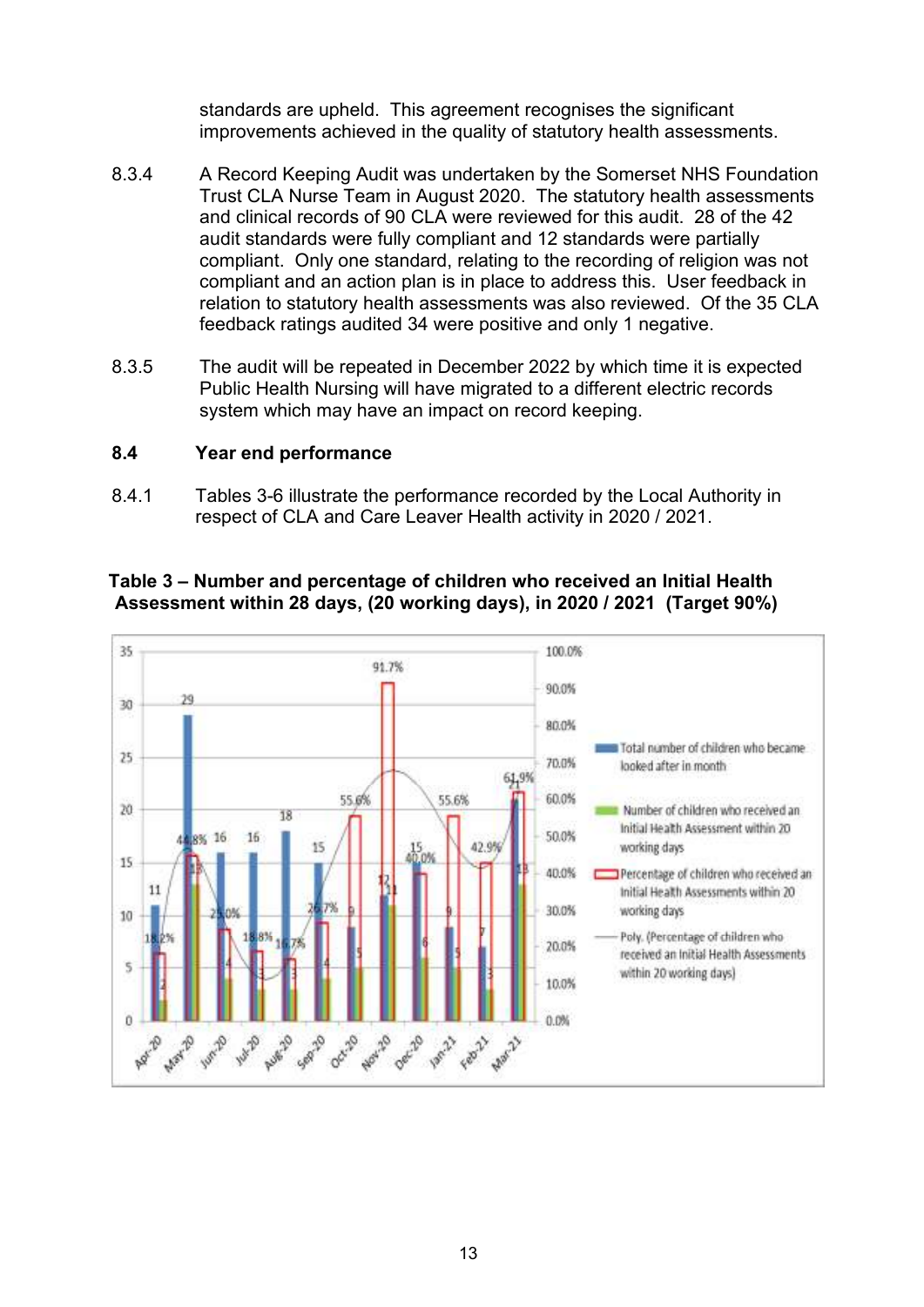standards are upheld. This agreement recognises the significant improvements achieved in the quality of statutory health assessments.

8.3.4 A Record Keeping Audit was undertaken by the Somerset NHS Foundation Trust CLA Nurse Team in August 2020. The statutory health assessments and clinical records of 90 CLA were reviewed for this audit. 28 of the 42 audit standards were fully compliant and 12 standards were partially compliant. Only one standard, relating to the recording of religion was not compliant and an action plan is in place to address this. User feedback in relation to statutory health assessments was also reviewed. Of the 35 CLA feedback ratings audited 34 were positive and only 1 negative.

8.3.5 The audit will be repeated in December 2022 by which time it is expected Public Health Nursing will have migrated to a different electric records system which may have an impact on record keeping.

## 8.4 Year end performance

8.4.1 Tables 3-6 illustrate the performance recorded by the Local Authority in respect of CLA and Care Leaver Health activity in 2020 / 2021.

**Table 3 – Number and percentage of children who received an Initial Health Assessment within 28 days, (20 working days), in 2020 / 2021 (Target 90%)**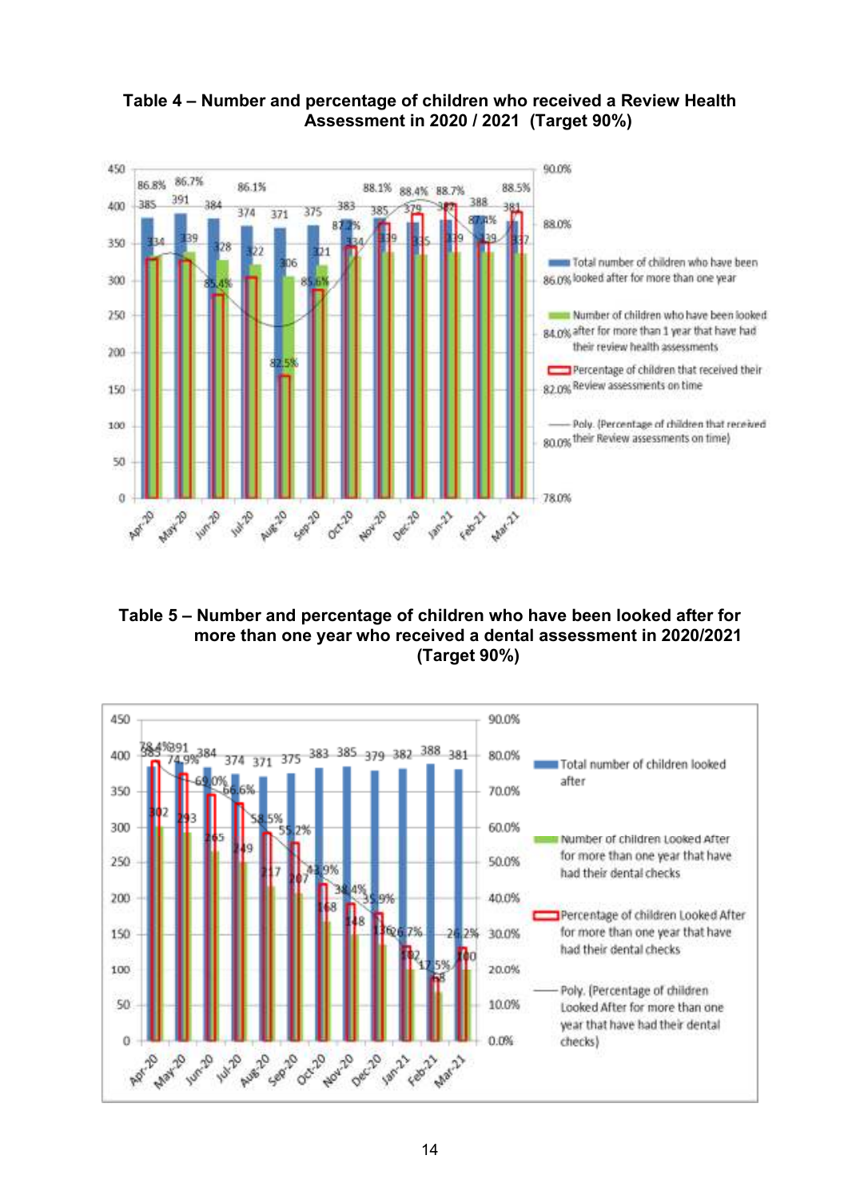**Table 4 – Number and percentage of children who received a Review Health Assessment in 2020 / 2021 (Target 90%)**

| Month | Total number of children who have been looked after for more than one year | Number of children who have been looked after for more than 1 year that have had their review health assessments | Percentage of children that received their Review assessments on time |
|---|---|---|---|
| Apr-20 | 385 | 334 | 86.8% |
| May-20 | 391 | 339 | 86.7% |
| Jun-20 | 384 | 328 | 85.4% |
| Jul-20 | 374 | 322 | 86.1% |
| Aug-20 | 371 | 306 | 82.5% |
| Sep-20 | 375 | 321 | 85.6% |
| Oct-20 | 383 | 334 | 87.2% |
| Nov-20 | 385 | 339 | 88.1% |
| Dec-20 | 379 | 335 | 88.4% |
| Jan-21 | 382 | 339 | 88.7% |
| Feb-21 | 388 | 339 | 87.4% |
| Mar-21 | 381 | 337 | 88.5% |

Poly. (Percentage of children that received their Review assessments on time)

**Table 5 – Number and percentage of children who have been looked after for more than one year who received a dental assessment in 2020/2021 (Target 90%)**

| Month | Total number of children looked after | Number of children Looked After for more than one year that have had their dental checks | Percentage of children Looked After for more than one year that have had their dental checks |
|---|---|---|---|
| Apr-20 | 385 | 302 | 78.4% |
| May-20 | 391 | 293 | 74.9% |
| Jun-20 | 384 | 265 | 69.0% |
| Jul-20 | 374 | 249 | 66.6% |
| Aug-20 | 371 | 217 | 58.5% |
| Sep-20 | 375 | 207 | 55.2% |
| Oct-20 | 383 | 168 | 43.9% |
| Nov-20 | 385 | 148 | 38.4% |
| Dec-20 | 379 | 136 | 35.9% |
| Jan-21 | 382 | 102 | 26.7% |
| Feb-21 | 388 | 68 | 17.5% |
| Mar-21 | 381 | 100 | 26.2% |

Poly. (Percentage of children Looked After for more than one year that have had their dental checks)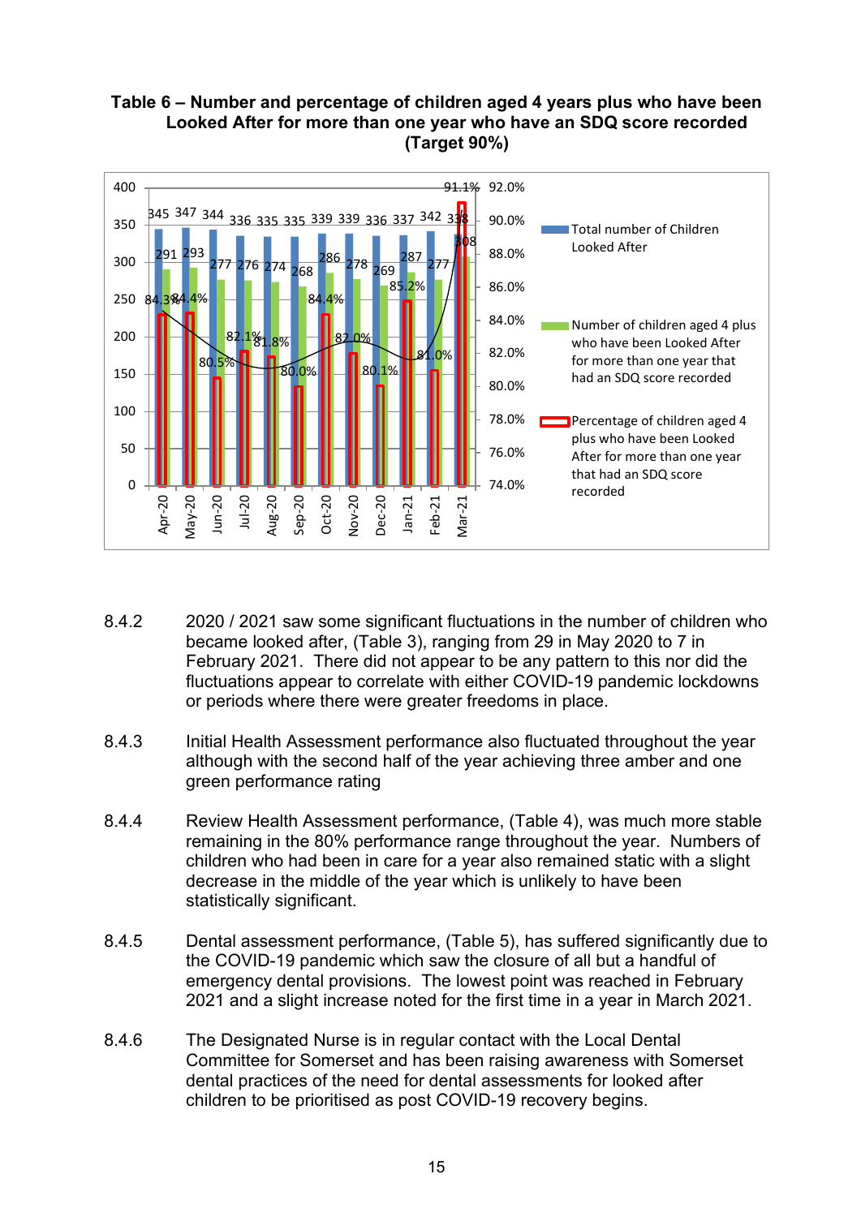**Table 6 – Number and percentage of children aged 4 years plus who have been Looked After for more than one year who have an SDQ score recorded (Target 90%)**

| Month | Total number of Children Looked After | Number of children aged 4 plus who have been Looked After for more than one year that had an SDQ score recorded | Percentage of children aged 4 plus who have been Looked After for more than one year that had an SDQ score recorded |
|---|---|---|---|
| Apr-20 | 345 | 291 | 84.3% |
| May-20 | 347 | 293 | 84.4% |
| Jun-20 | 344 | 277 | 80.5% |
| Jul-20 | 336 | 276 | 82.1% |
| Aug-20 | 335 | 274 | 81.8% |
| Sep-20 | 335 | 268 | 80.0% |
| Oct-20 | 339 | 286 | 84.4% |
| Nov-20 | 339 | 278 | 82.0% |
| Dec-20 | 336 | 269 | 80.1% |
| Jan-21 | 337 | 287 | 85.2% |
| Feb-21 | 342 | 277 | 81.0% |
| Mar-21 | 338 | 308 | 91.1% |

8.4.2 2020 / 2021 saw some significant fluctuations in the number of children who became looked after, (Table 3), ranging from 29 in May 2020 to 7 in February 2021. There did not appear to be any pattern to this nor did the fluctuations appear to correlate with either COVID-19 pandemic lockdowns or periods where there were greater freedoms in place.

8.4.3 Initial Health Assessment performance also fluctuated throughout the year although with the second half of the year achieving three amber and one green performance rating

8.4.4 Review Health Assessment performance, (Table 4), was much more stable remaining in the 80% performance range throughout the year. Numbers of children who had been in care for a year also remained static with a slight decrease in the middle of the year which is unlikely to have been statistically significant.

8.4.5 Dental assessment performance, (Table 5), has suffered significantly due to the COVID-19 pandemic which saw the closure of all but a handful of emergency dental provisions. The lowest point was reached in February 2021 and a slight increase noted for the first time in a year in March 2021.

8.4.6 The Designated Nurse is in regular contact with the Local Dental Committee for Somerset and has been raising awareness with Somerset dental practices of the need for dental assessments for looked after children to be prioritised as post COVID-19 recovery begins.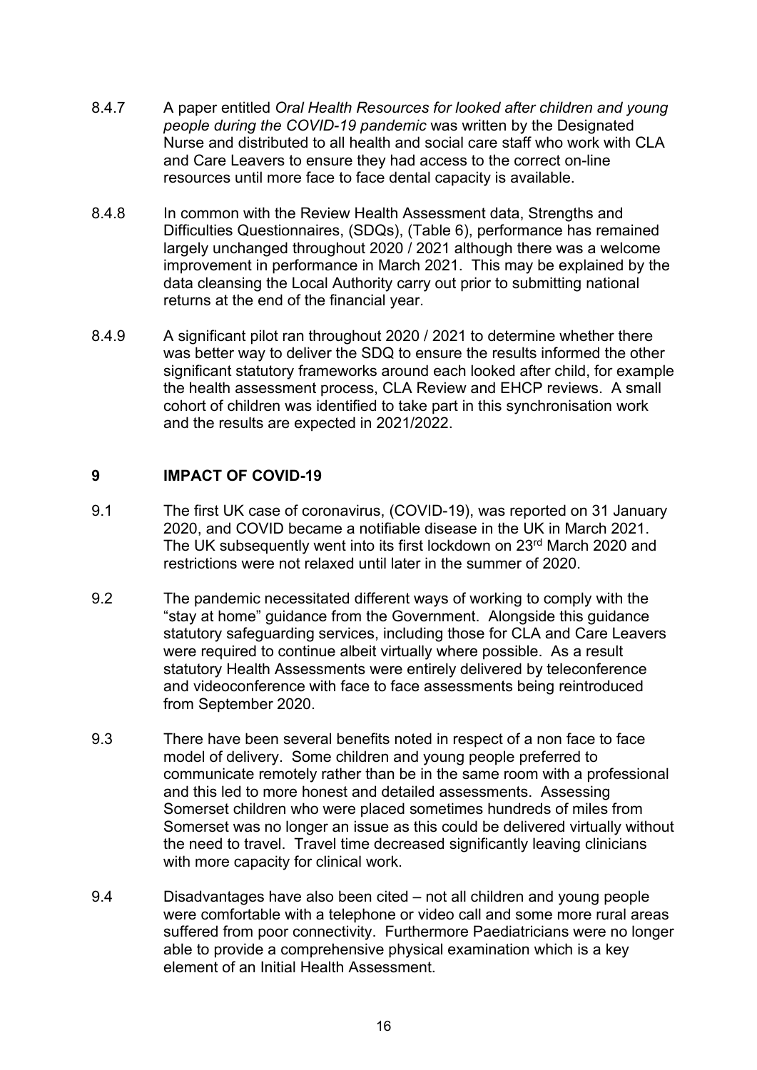8.4.7 A paper entitled *Oral Health Resources for looked after children and young people during the COVID-19 pandemic* was written by the Designated Nurse and distributed to all health and social care staff who work with CLA and Care Leavers to ensure they had access to the correct on-line resources until more face to face dental capacity is available.

8.4.8 In common with the Review Health Assessment data, Strengths and Difficulties Questionnaires, (SDQs), (Table 6), performance has remained largely unchanged throughout 2020 / 2021 although there was a welcome improvement in performance in March 2021. This may be explained by the data cleansing the Local Authority carry out prior to submitting national returns at the end of the financial year.

8.4.9 A significant pilot ran throughout 2020 / 2021 to determine whether there was better way to deliver the SDQ to ensure the results informed the other significant statutory frameworks around each looked after child, for example the health assessment process, CLA Review and EHCP reviews. A small cohort of children was identified to take part in this synchronisation work and the results are expected in 2021/2022.

## 9 IMPACT OF COVID-19

9.1 The first UK case of coronavirus, (COVID-19), was reported on 31 January 2020, and COVID became a notifiable disease in the UK in March 2021. The UK subsequently went into its first lockdown on 23rd March 2020 and restrictions were not relaxed until later in the summer of 2020.

9.2 The pandemic necessitated different ways of working to comply with the "stay at home" guidance from the Government. Alongside this guidance statutory safeguarding services, including those for CLA and Care Leavers were required to continue albeit virtually where possible. As a result statutory Health Assessments were entirely delivered by teleconference and videoconference with face to face assessments being reintroduced from September 2020.

9.3 There have been several benefits noted in respect of a non face to face model of delivery. Some children and young people preferred to communicate remotely rather than be in the same room with a professional and this led to more honest and detailed assessments. Assessing Somerset children who were placed sometimes hundreds of miles from Somerset was no longer an issue as this could be delivered virtually without the need to travel. Travel time decreased significantly leaving clinicians with more capacity for clinical work.

9.4 Disadvantages have also been cited – not all children and young people were comfortable with a telephone or video call and some more rural areas suffered from poor connectivity. Furthermore Paediatricians were no longer able to provide a comprehensive physical examination which is a key element of an Initial Health Assessment.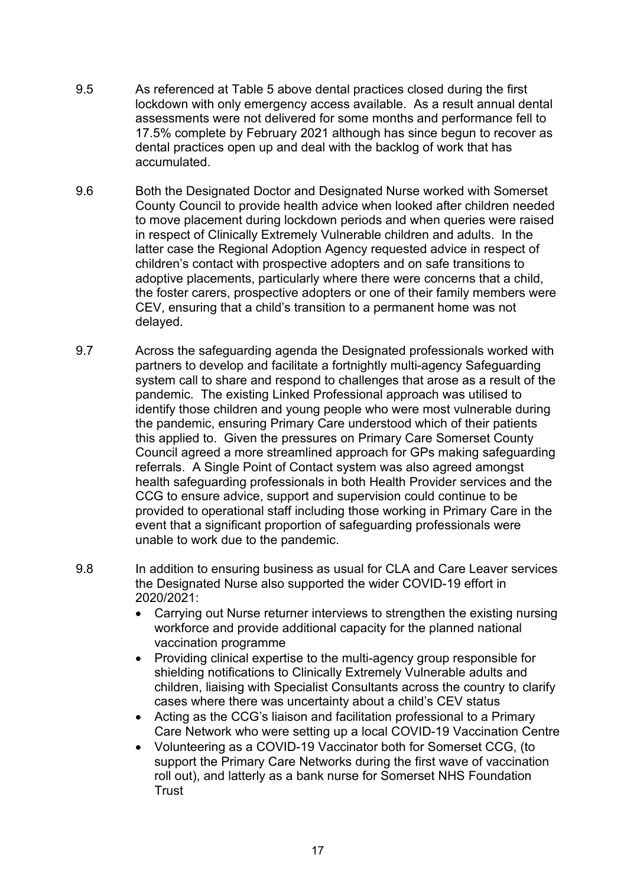9.5 As referenced at Table 5 above dental practices closed during the first lockdown with only emergency access available. As a result annual dental assessments were not delivered for some months and performance fell to 17.5% complete by February 2021 although has since begun to recover as dental practices open up and deal with the backlog of work that has accumulated.

9.6 Both the Designated Doctor and Designated Nurse worked with Somerset County Council to provide health advice when looked after children needed to move placement during lockdown periods and when queries were raised in respect of Clinically Extremely Vulnerable children and adults. In the latter case the Regional Adoption Agency requested advice in respect of children's contact with prospective adopters and on safe transitions to adoptive placements, particularly where there were concerns that a child, the foster carers, prospective adopters or one of their family members were CEV, ensuring that a child's transition to a permanent home was not delayed.

9.7 Across the safeguarding agenda the Designated professionals worked with partners to develop and facilitate a fortnightly multi-agency Safeguarding system call to share and respond to challenges that arose as a result of the pandemic. The existing Linked Professional approach was utilised to identify those children and young people who were most vulnerable during the pandemic, ensuring Primary Care understood which of their patients this applied to. Given the pressures on Primary Care Somerset County Council agreed a more streamlined approach for GPs making safeguarding referrals. A Single Point of Contact system was also agreed amongst health safeguarding professionals in both Health Provider services and the CCG to ensure advice, support and supervision could continue to be provided to operational staff including those working in Primary Care in the event that a significant proportion of safeguarding professionals were unable to work due to the pandemic.

9.8 In addition to ensuring business as usual for CLA and Care Leaver services the Designated Nurse also supported the wider COVID-19 effort in 2020/2021:

- Carrying out Nurse returner interviews to strengthen the existing nursing workforce and provide additional capacity for the planned national vaccination programme
- Providing clinical expertise to the multi-agency group responsible for shielding notifications to Clinically Extremely Vulnerable adults and children, liaising with Specialist Consultants across the country to clarify cases where there was uncertainty about a child's CEV status
- Acting as the CCG's liaison and facilitation professional to a Primary Care Network who were setting up a local COVID-19 Vaccination Centre
- Volunteering as a COVID-19 Vaccinator both for Somerset CCG, (to support the Primary Care Networks during the first wave of vaccination roll out), and latterly as a bank nurse for Somerset NHS Foundation Trust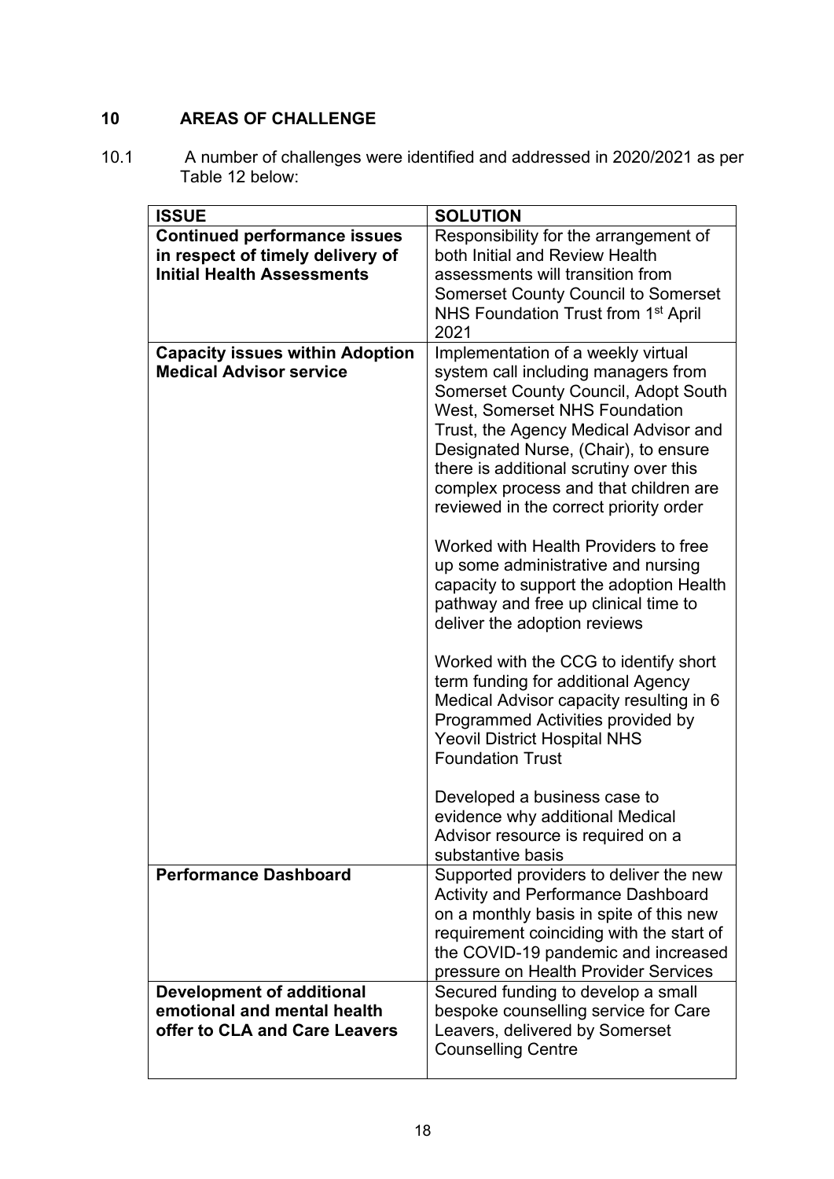## 10 AREAS OF CHALLENGE

10.1 A number of challenges were identified and addressed in 2020/2021 as per Table 12 below:

| ISSUE | SOLUTION |
| --- | --- |
| **Continued performance issues in respect of timely delivery of Initial Health Assessments** | Responsibility for the arrangement of both Initial and Review Health assessments will transition from Somerset County Council to Somerset NHS Foundation Trust from 1st April 2021 |
| **Capacity issues within Adoption Medical Advisor service** | Implementation of a weekly virtual system call including managers from Somerset County Council, Adopt South West, Somerset NHS Foundation Trust, the Agency Medical Advisor and Designated Nurse, (Chair), to ensure there is additional scrutiny over this complex process and that children are reviewed in the correct priority order<br><br>Worked with Health Providers to free up some administrative and nursing capacity to support the adoption Health pathway and free up clinical time to deliver the adoption reviews<br><br>Worked with the CCG to identify short term funding for additional Agency Medical Advisor capacity resulting in 6 Programmed Activities provided by Yeovil District Hospital NHS Foundation Trust<br><br>Developed a business case to evidence why additional Medical Advisor resource is required on a substantive basis |
| **Performance Dashboard** | Supported providers to deliver the new Activity and Performance Dashboard on a monthly basis in spite of this new requirement coinciding with the start of the COVID-19 pandemic and increased pressure on Health Provider Services |
| **Development of additional emotional and mental health offer to CLA and Care Leavers** | Secured funding to develop a small bespoke counselling service for Care Leavers, delivered by Somerset Counselling Centre |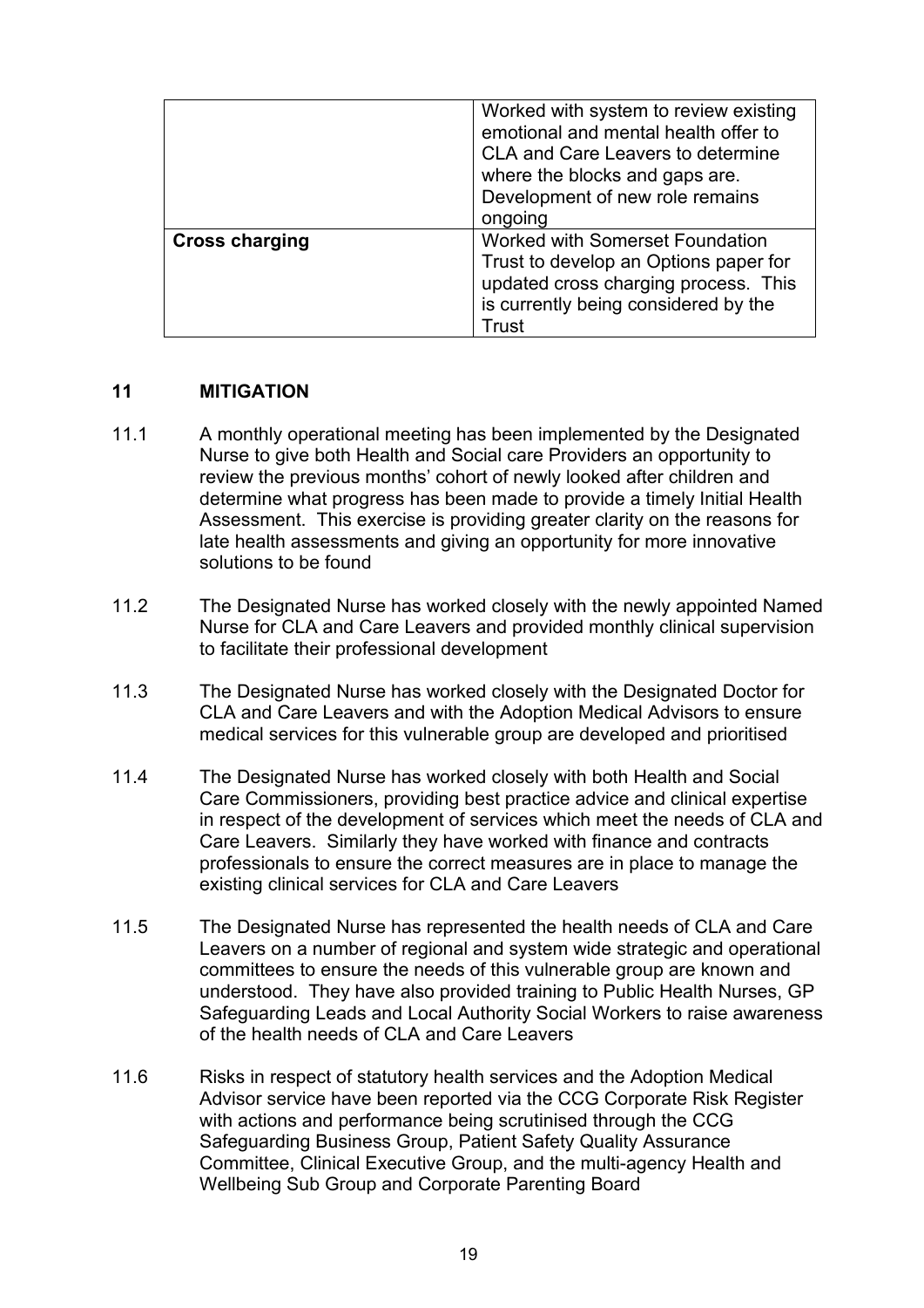| | |
|---|---|
| | Worked with system to review existing emotional and mental health offer to CLA and Care Leavers to determine where the blocks and gaps are. Development of new role remains ongoing |
| **Cross charging** | Worked with Somerset Foundation Trust to develop an Options paper for updated cross charging process. This is currently being considered by the Trust |

## 11 MITIGATION

11.1 A monthly operational meeting has been implemented by the Designated Nurse to give both Health and Social care Providers an opportunity to review the previous months' cohort of newly looked after children and determine what progress has been made to provide a timely Initial Health Assessment. This exercise is providing greater clarity on the reasons for late health assessments and giving an opportunity for more innovative solutions to be found

11.2 The Designated Nurse has worked closely with the newly appointed Named Nurse for CLA and Care Leavers and provided monthly clinical supervision to facilitate their professional development

11.3 The Designated Nurse has worked closely with the Designated Doctor for CLA and Care Leavers and with the Adoption Medical Advisors to ensure medical services for this vulnerable group are developed and prioritised

11.4 The Designated Nurse has worked closely with both Health and Social Care Commissioners, providing best practice advice and clinical expertise in respect of the development of services which meet the needs of CLA and Care Leavers. Similarly they have worked with finance and contracts professionals to ensure the correct measures are in place to manage the existing clinical services for CLA and Care Leavers

11.5 The Designated Nurse has represented the health needs of CLA and Care Leavers on a number of regional and system wide strategic and operational committees to ensure the needs of this vulnerable group are known and understood. They have also provided training to Public Health Nurses, GP Safeguarding Leads and Local Authority Social Workers to raise awareness of the health needs of CLA and Care Leavers

11.6 Risks in respect of statutory health services and the Adoption Medical Advisor service have been reported via the CCG Corporate Risk Register with actions and performance being scrutinised through the CCG Safeguarding Business Group, Patient Safety Quality Assurance Committee, Clinical Executive Group, and the multi-agency Health and Wellbeing Sub Group and Corporate Parenting Board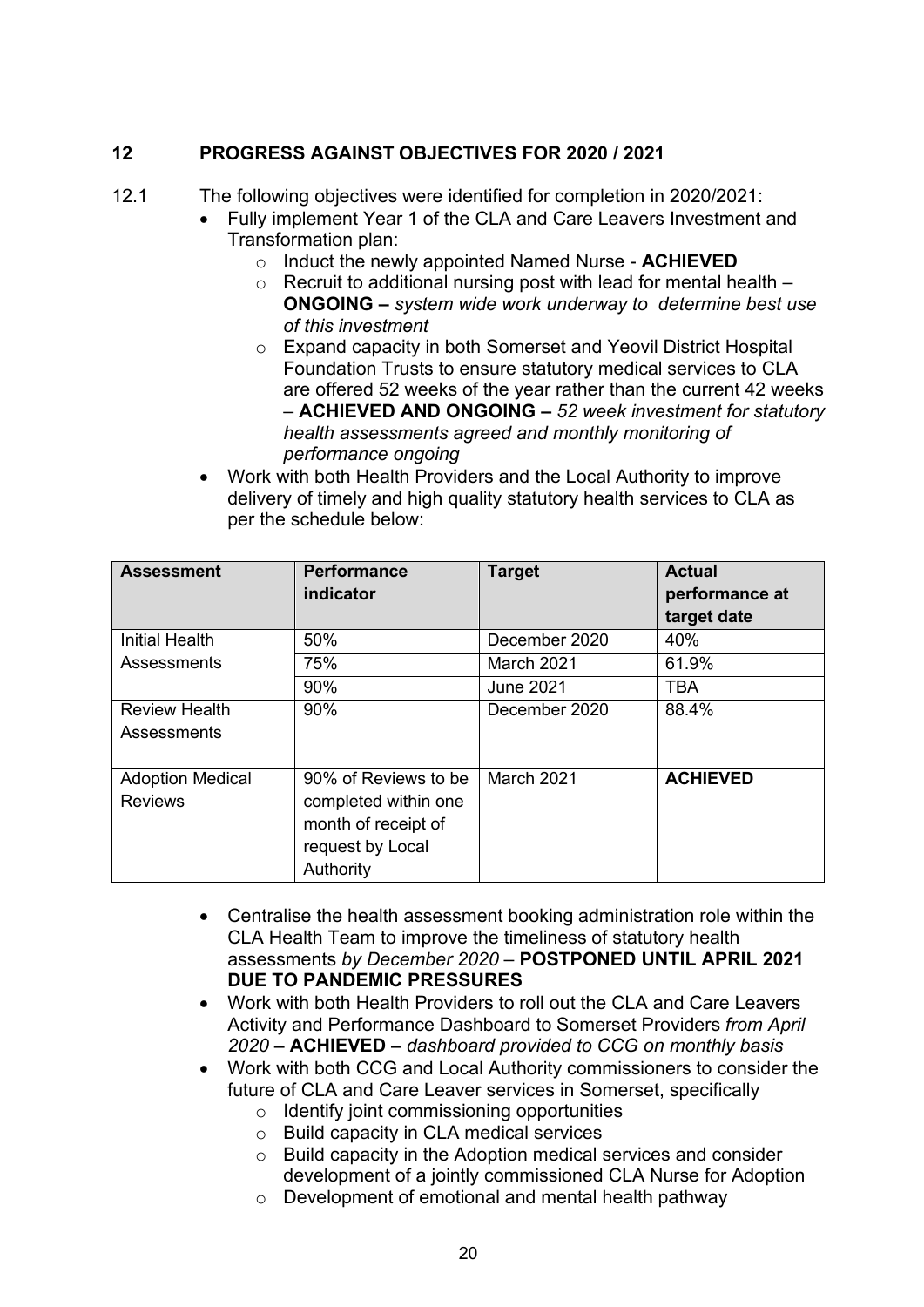## 12 PROGRESS AGAINST OBJECTIVES FOR 2020 / 2021

12.1 The following objectives were identified for completion in 2020/2021:

- Fully implement Year 1 of the CLA and Care Leavers Investment and Transformation plan:
  - Induct the newly appointed Named Nurse - **ACHIEVED**
  - Recruit to additional nursing post with lead for mental health – **ONGOING –** *system wide work underway to determine best use of this investment*
  - Expand capacity in both Somerset and Yeovil District Hospital Foundation Trusts to ensure statutory medical services to CLA are offered 52 weeks of the year rather than the current 42 weeks – **ACHIEVED AND ONGOING –** *52 week investment for statutory health assessments agreed and monthly monitoring of performance ongoing*
- Work with both Health Providers and the Local Authority to improve delivery of timely and high quality statutory health services to CLA as per the schedule below:

| Assessment | Performance indicator | Target | Actual performance at target date |
|---|---|---|---|
| Initial Health Assessments | 50% | December 2020 | 40% |
| | 75% | March 2021 | 61.9% |
| | 90% | June 2021 | TBA |
| Review Health Assessments | 90% | December 2020 | 88.4% |
| Adoption Medical Reviews | 90% of Reviews to be completed within one month of receipt of request by Local Authority | March 2021 | **ACHIEVED** |

- Centralise the health assessment booking administration role within the CLA Health Team to improve the timeliness of statutory health assessments *by December 2020* – **POSTPONED UNTIL APRIL 2021 DUE TO PANDEMIC PRESSURES**
- Work with both Health Providers to roll out the CLA and Care Leavers Activity and Performance Dashboard to Somerset Providers *from April 2020* **– ACHIEVED –** *dashboard provided to CCG on monthly basis*
- Work with both CCG and Local Authority commissioners to consider the future of CLA and Care Leaver services in Somerset, specifically
  - Identify joint commissioning opportunities
  - Build capacity in CLA medical services
  - Build capacity in the Adoption medical services and consider development of a jointly commissioned CLA Nurse for Adoption
  - Development of emotional and mental health pathway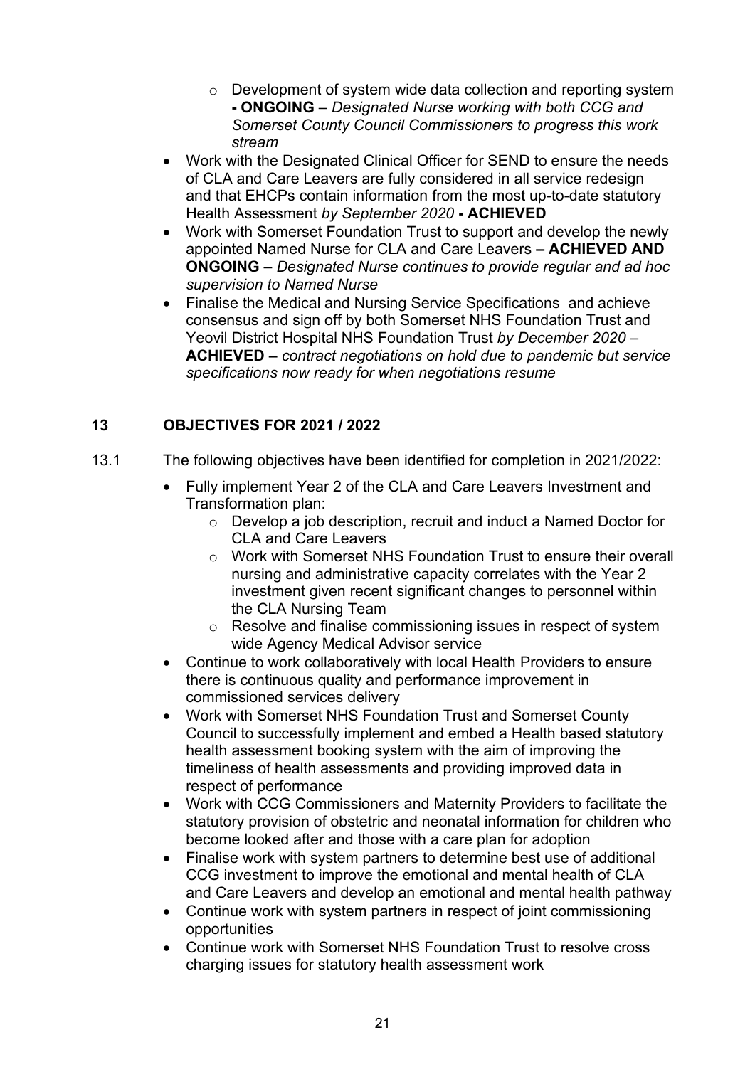- Development of system wide data collection and reporting system **- ONGOING** – *Designated Nurse working with both CCG and Somerset County Council Commissioners to progress this work stream*
- Work with the Designated Clinical Officer for SEND to ensure the needs of CLA and Care Leavers are fully considered in all service redesign and that EHCPs contain information from the most up-to-date statutory Health Assessment *by September 2020* **- ACHIEVED**
- Work with Somerset Foundation Trust to support and develop the newly appointed Named Nurse for CLA and Care Leavers **– ACHIEVED AND ONGOING** – *Designated Nurse continues to provide regular and ad hoc supervision to Named Nurse*
- Finalise the Medical and Nursing Service Specifications and achieve consensus and sign off by both Somerset NHS Foundation Trust and Yeovil District Hospital NHS Foundation Trust *by December 2020* – **ACHIEVED –** *contract negotiations on hold due to pandemic but service specifications now ready for when negotiations resume*

## 13 OBJECTIVES FOR 2021 / 2022

13.1 The following objectives have been identified for completion in 2021/2022:

- Fully implement Year 2 of the CLA and Care Leavers Investment and Transformation plan:
  - Develop a job description, recruit and induct a Named Doctor for CLA and Care Leavers
  - Work with Somerset NHS Foundation Trust to ensure their overall nursing and administrative capacity correlates with the Year 2 investment given recent significant changes to personnel within the CLA Nursing Team
  - Resolve and finalise commissioning issues in respect of system wide Agency Medical Advisor service
- Continue to work collaboratively with local Health Providers to ensure there is continuous quality and performance improvement in commissioned services delivery
- Work with Somerset NHS Foundation Trust and Somerset County Council to successfully implement and embed a Health based statutory health assessment booking system with the aim of improving the timeliness of health assessments and providing improved data in respect of performance
- Work with CCG Commissioners and Maternity Providers to facilitate the statutory provision of obstetric and neonatal information for children who become looked after and those with a care plan for adoption
- Finalise work with system partners to determine best use of additional CCG investment to improve the emotional and mental health of CLA and Care Leavers and develop an emotional and mental health pathway
- Continue work with system partners in respect of joint commissioning opportunities
- Continue work with Somerset NHS Foundation Trust to resolve cross charging issues for statutory health assessment work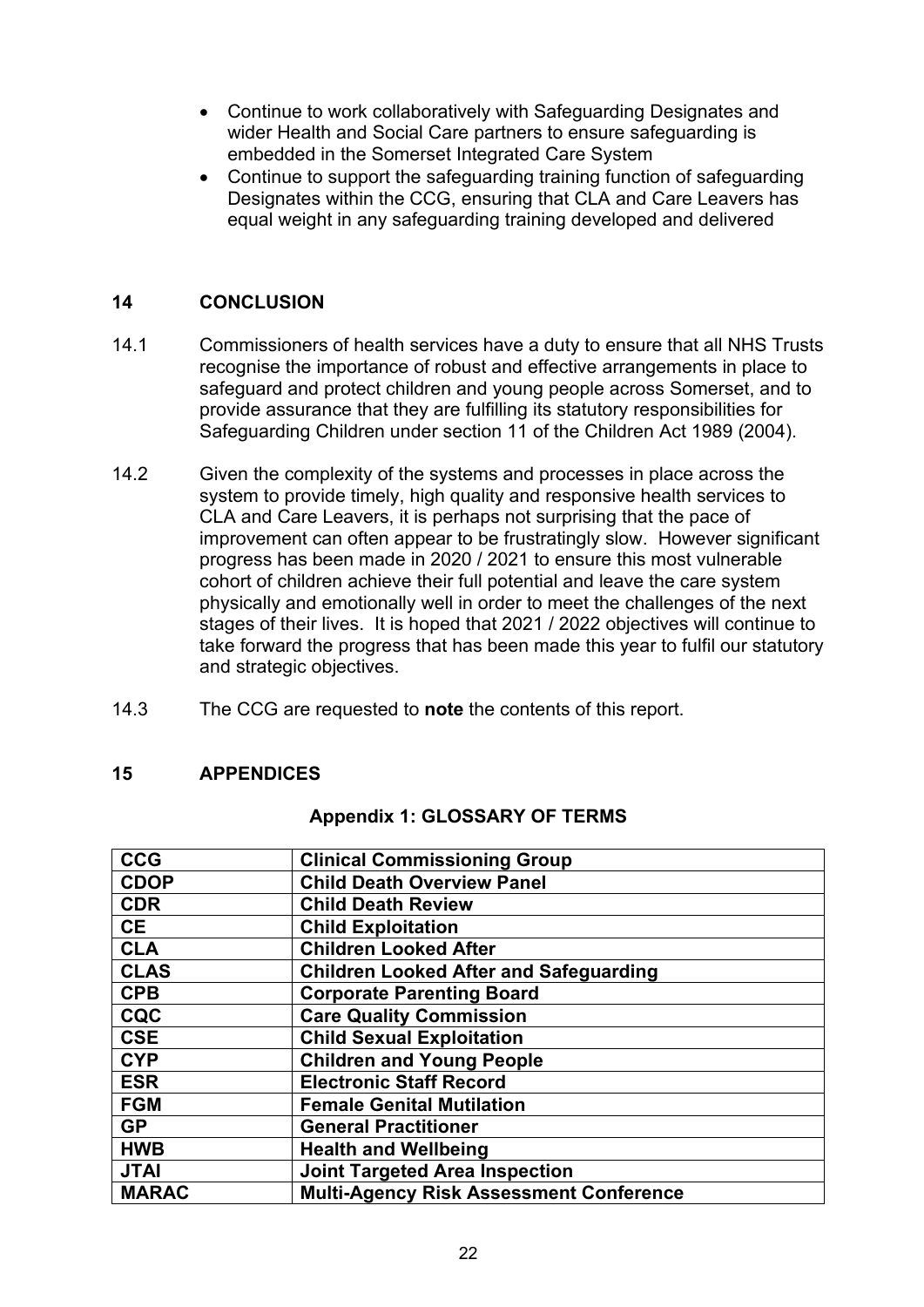- Continue to work collaboratively with Safeguarding Designates and wider Health and Social Care partners to ensure safeguarding is embedded in the Somerset Integrated Care System
- Continue to support the safeguarding training function of safeguarding Designates within the CCG, ensuring that CLA and Care Leavers has equal weight in any safeguarding training developed and delivered

## 14 CONCLUSION

14.1 Commissioners of health services have a duty to ensure that all NHS Trusts recognise the importance of robust and effective arrangements in place to safeguard and protect children and young people across Somerset, and to provide assurance that they are fulfilling its statutory responsibilities for Safeguarding Children under section 11 of the Children Act 1989 (2004).

14.2 Given the complexity of the systems and processes in place across the system to provide timely, high quality and responsive health services to CLA and Care Leavers, it is perhaps not surprising that the pace of improvement can often appear to be frustratingly slow. However significant progress has been made in 2020 / 2021 to ensure this most vulnerable cohort of children achieve their full potential and leave the care system physically and emotionally well in order to meet the challenges of the next stages of their lives. It is hoped that 2021 / 2022 objectives will continue to take forward the progress that has been made this year to fulfil our statutory and strategic objectives.

14.3 The CCG are requested to **note** the contents of this report.

## 15 APPENDICES

### Appendix 1: GLOSSARY OF TERMS

| **CCG** | **Clinical Commissioning Group** |
|---|---|
| **CDOP** | **Child Death Overview Panel** |
| **CDR** | **Child Death Review** |
| **CE** | **Child Exploitation** |
| **CLA** | **Children Looked After** |
| **CLAS** | **Children Looked After and Safeguarding** |
| **CPB** | **Corporate Parenting Board** |
| **CQC** | **Care Quality Commission** |
| **CSE** | **Child Sexual Exploitation** |
| **CYP** | **Children and Young People** |
| **ESR** | **Electronic Staff Record** |
| **FGM** | **Female Genital Mutilation** |
| **GP** | **General Practitioner** |
| **HWB** | **Health and Wellbeing** |
| **JTAI** | **Joint Targeted Area Inspection** |
| **MARAC** | **Multi-Agency Risk Assessment Conference** |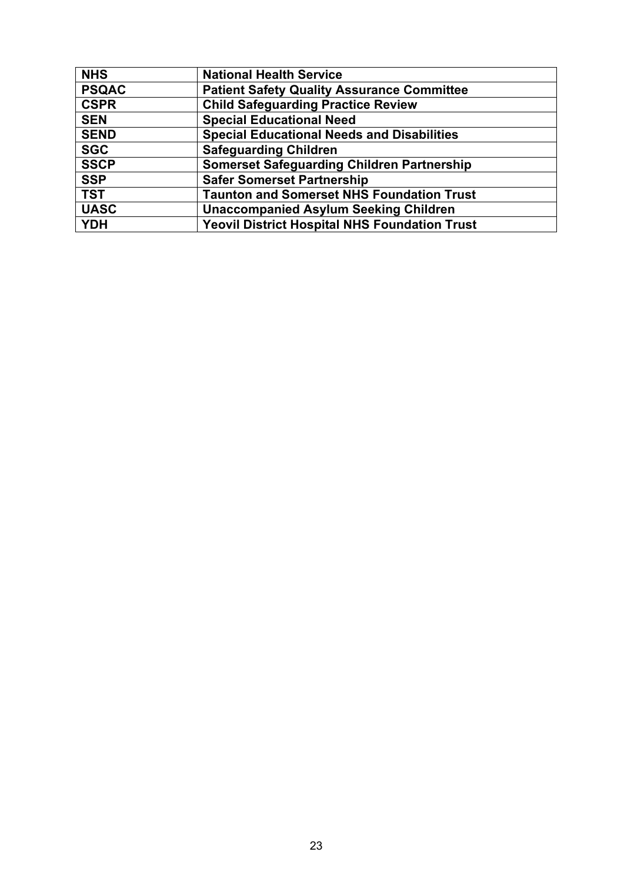| | |
|---|---|
| **NHS** | **National Health Service** |
| **PSQAC** | **Patient Safety Quality Assurance Committee** |
| **CSPR** | **Child Safeguarding Practice Review** |
| **SEN** | **Special Educational Need** |
| **SEND** | **Special Educational Needs and Disabilities** |
| **SGC** | **Safeguarding Children** |
| **SSCP** | **Somerset Safeguarding Children Partnership** |
| **SSP** | **Safer Somerset Partnership** |
| **TST** | **Taunton and Somerset NHS Foundation Trust** |
| **UASC** | **Unaccompanied Asylum Seeking Children** |
| **YDH** | **Yeovil District Hospital NHS Foundation Trust** |